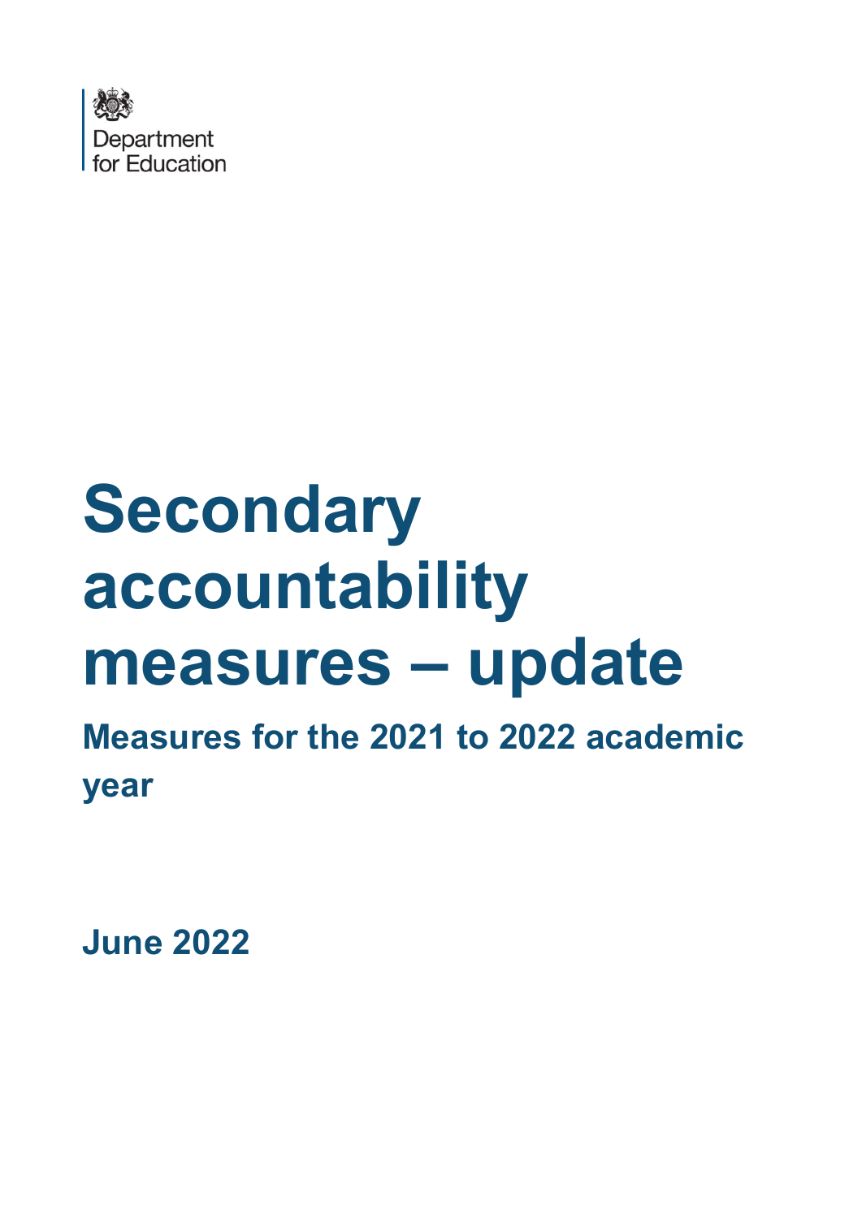Department for Education

# Secondary accountability measures – update

## Measures for the 2021 to 2022 academic year

**June 2022**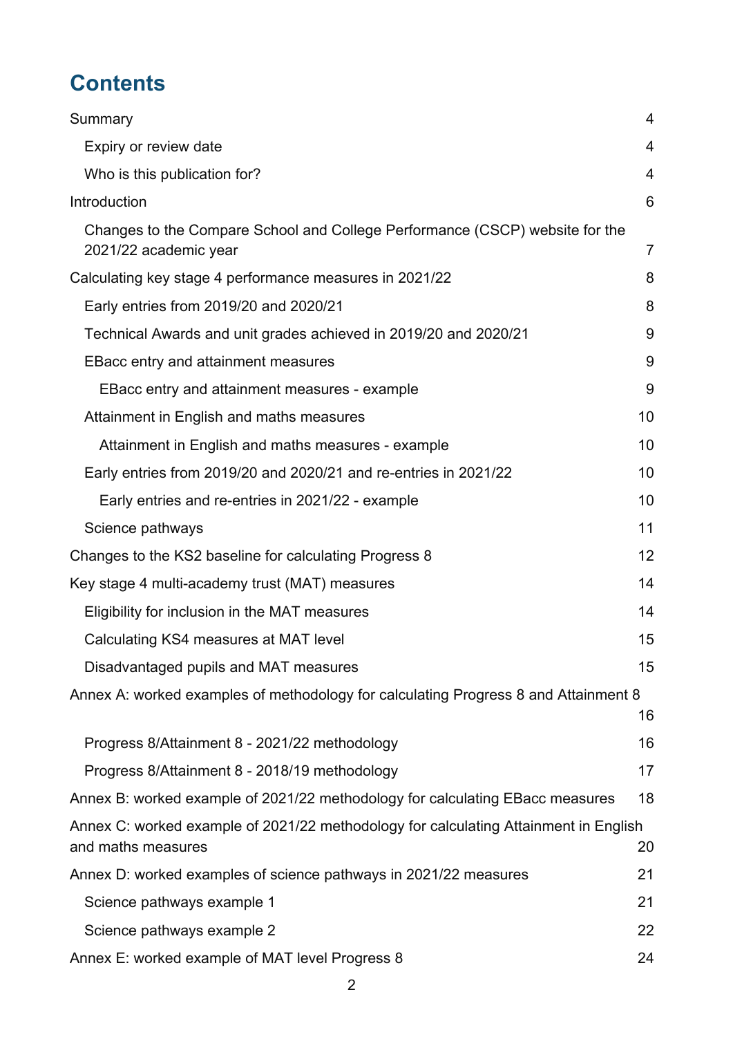# Contents

- Summary 4
  - Expiry or review date 4
  - Who is this publication for? 4
- Introduction 6
  - Changes to the Compare School and College Performance (CSCP) website for the 2021/22 academic year 7
- Calculating key stage 4 performance measures in 2021/22 8
  - Early entries from 2019/20 and 2020/21 8
  - Technical Awards and unit grades achieved in 2019/20 and 2020/21 9
  - EBacc entry and attainment measures 9
    - EBacc entry and attainment measures - example 9
  - Attainment in English and maths measures 10
    - Attainment in English and maths measures - example 10
  - Early entries from 2019/20 and 2020/21 and re-entries in 2021/22 10
    - Early entries and re-entries in 2021/22 - example 10
  - Science pathways 11
- Changes to the KS2 baseline for calculating Progress 8 12
- Key stage 4 multi-academy trust (MAT) measures 14
  - Eligibility for inclusion in the MAT measures 14
  - Calculating KS4 measures at MAT level 15
  - Disadvantaged pupils and MAT measures 15
- Annex A: worked examples of methodology for calculating Progress 8 and Attainment 8 16
  - Progress 8/Attainment 8 - 2021/22 methodology 16
  - Progress 8/Attainment 8 - 2018/19 methodology 17
- Annex B: worked example of 2021/22 methodology for calculating EBacc measures 18
- Annex C: worked example of 2021/22 methodology for calculating Attainment in English and maths measures 20
- Annex D: worked examples of science pathways in 2021/22 measures 21
  - Science pathways example 1 21
  - Science pathways example 2 22
- Annex E: worked example of MAT level Progress 8 24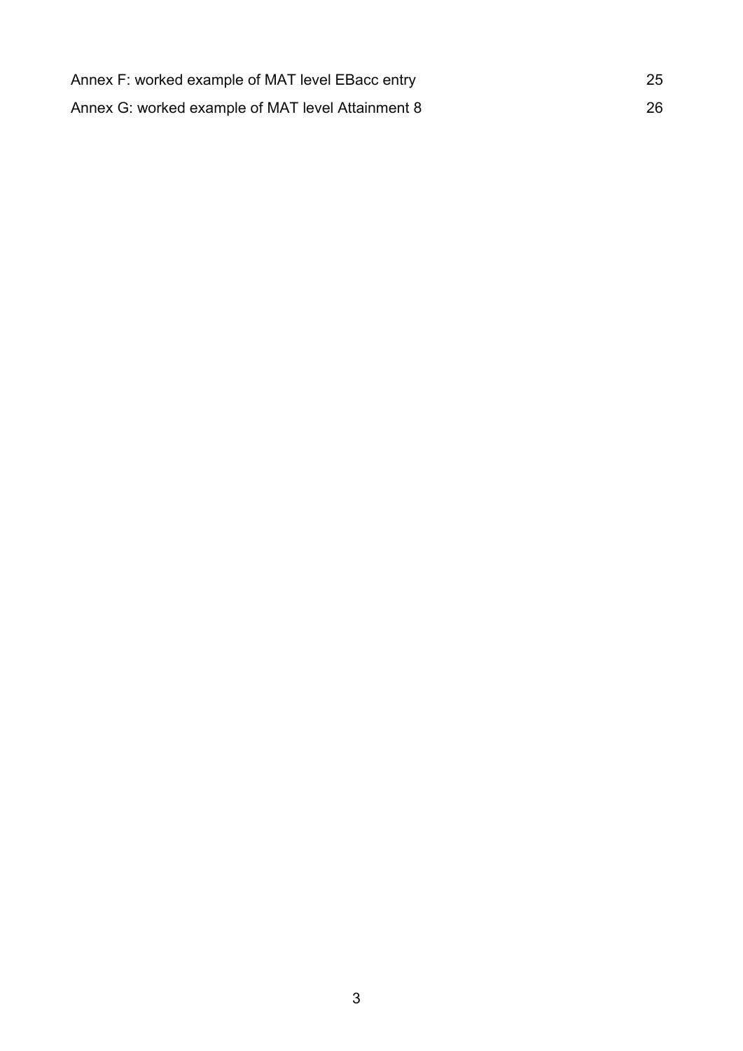Annex F: worked example of MAT level EBacc entry 25

Annex G: worked example of MAT level Attainment 8 26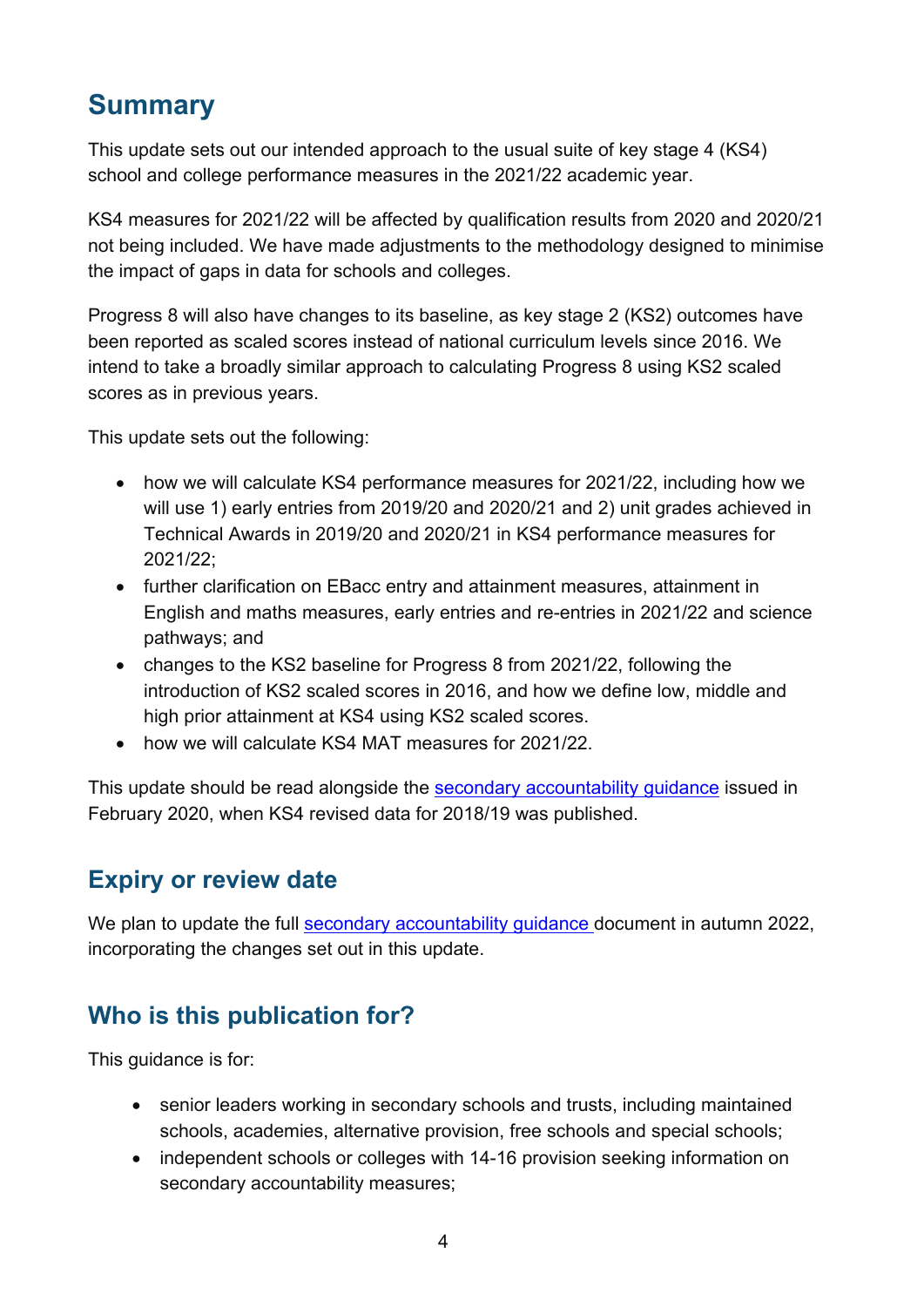# Summary

This update sets out our intended approach to the usual suite of key stage 4 (KS4) school and college performance measures in the 2021/22 academic year.

KS4 measures for 2021/22 will be affected by qualification results from 2020 and 2020/21 not being included. We have made adjustments to the methodology designed to minimise the impact of gaps in data for schools and colleges.

Progress 8 will also have changes to its baseline, as key stage 2 (KS2) outcomes have been reported as scaled scores instead of national curriculum levels since 2016. We intend to take a broadly similar approach to calculating Progress 8 using KS2 scaled scores as in previous years.

This update sets out the following:

- how we will calculate KS4 performance measures for 2021/22, including how we will use 1) early entries from 2019/20 and 2020/21 and 2) unit grades achieved in Technical Awards in 2019/20 and 2020/21 in KS4 performance measures for 2021/22;
- further clarification on EBacc entry and attainment measures, attainment in English and maths measures, early entries and re-entries in 2021/22 and science pathways; and
- changes to the KS2 baseline for Progress 8 from 2021/22, following the introduction of KS2 scaled scores in 2016, and how we define low, middle and high prior attainment at KS4 using KS2 scaled scores.
- how we will calculate KS4 MAT measures for 2021/22.

This update should be read alongside the secondary accountability guidance issued in February 2020, when KS4 revised data for 2018/19 was published.

## Expiry or review date

We plan to update the full secondary accountability guidance document in autumn 2022, incorporating the changes set out in this update.

## Who is this publication for?

This guidance is for:

- senior leaders working in secondary schools and trusts, including maintained schools, academies, alternative provision, free schools and special schools;
- independent schools or colleges with 14-16 provision seeking information on secondary accountability measures;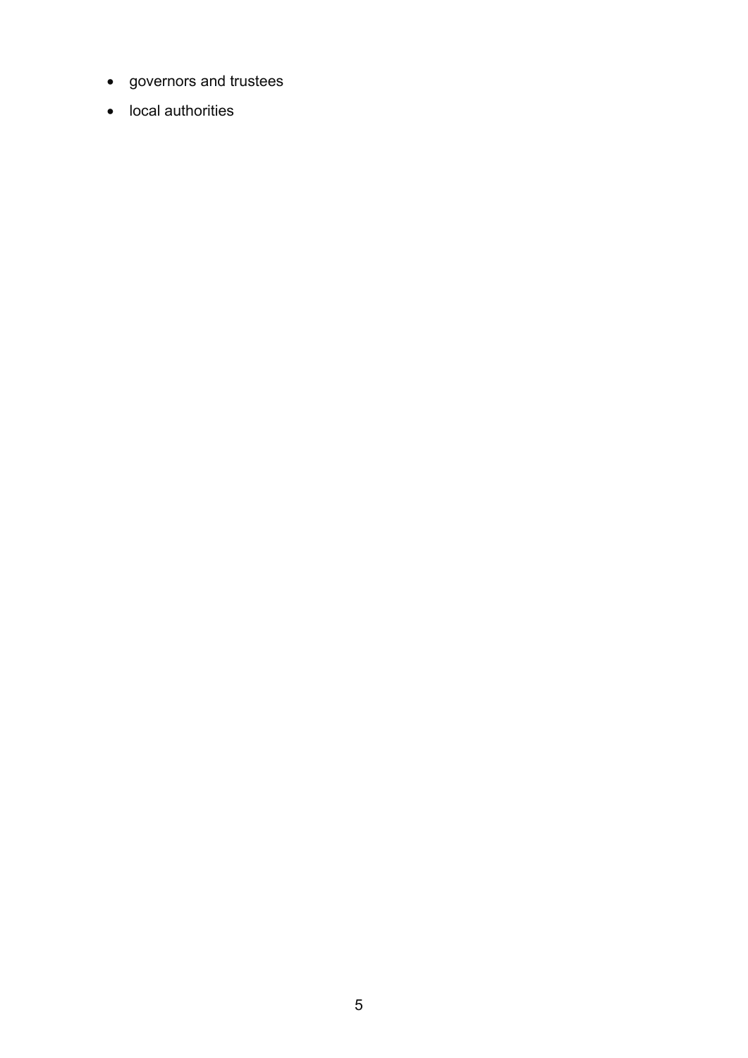- governors and trustees
- local authorities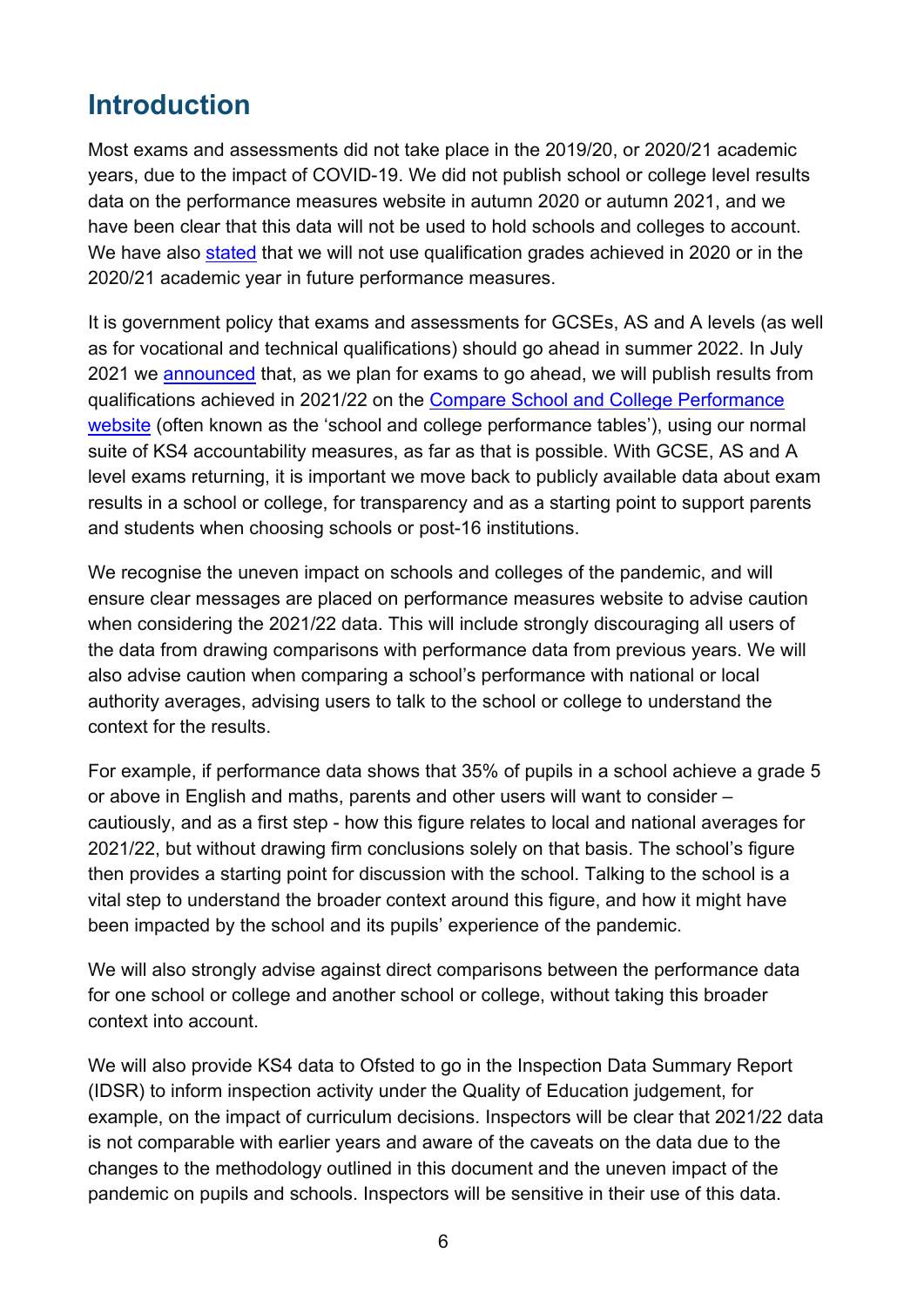## Introduction

Most exams and assessments did not take place in the 2019/20, or 2020/21 academic years, due to the impact of COVID-19. We did not publish school or college level results data on the performance measures website in autumn 2020 or autumn 2021, and we have been clear that this data will not be used to hold schools and colleges to account. We have also stated that we will not use qualification grades achieved in 2020 or in the 2020/21 academic year in future performance measures.

It is government policy that exams and assessments for GCSEs, AS and A levels (as well as for vocational and technical qualifications) should go ahead in summer 2022. In July 2021 we announced that, as we plan for exams to go ahead, we will publish results from qualifications achieved in 2021/22 on the Compare School and College Performance website (often known as the 'school and college performance tables'), using our normal suite of KS4 accountability measures, as far as that is possible. With GCSE, AS and A level exams returning, it is important we move back to publicly available data about exam results in a school or college, for transparency and as a starting point to support parents and students when choosing schools or post-16 institutions.

We recognise the uneven impact on schools and colleges of the pandemic, and will ensure clear messages are placed on performance measures website to advise caution when considering the 2021/22 data. This will include strongly discouraging all users of the data from drawing comparisons with performance data from previous years. We will also advise caution when comparing a school's performance with national or local authority averages, advising users to talk to the school or college to understand the context for the results.

For example, if performance data shows that 35% of pupils in a school achieve a grade 5 or above in English and maths, parents and other users will want to consider – cautiously, and as a first step - how this figure relates to local and national averages for 2021/22, but without drawing firm conclusions solely on that basis. The school's figure then provides a starting point for discussion with the school. Talking to the school is a vital step to understand the broader context around this figure, and how it might have been impacted by the school and its pupils' experience of the pandemic.

We will also strongly advise against direct comparisons between the performance data for one school or college and another school or college, without taking this broader context into account.

We will also provide KS4 data to Ofsted to go in the Inspection Data Summary Report (IDSR) to inform inspection activity under the Quality of Education judgement, for example, on the impact of curriculum decisions. Inspectors will be clear that 2021/22 data is not comparable with earlier years and aware of the caveats on the data due to the changes to the methodology outlined in this document and the uneven impact of the pandemic on pupils and schools. Inspectors will be sensitive in their use of this data.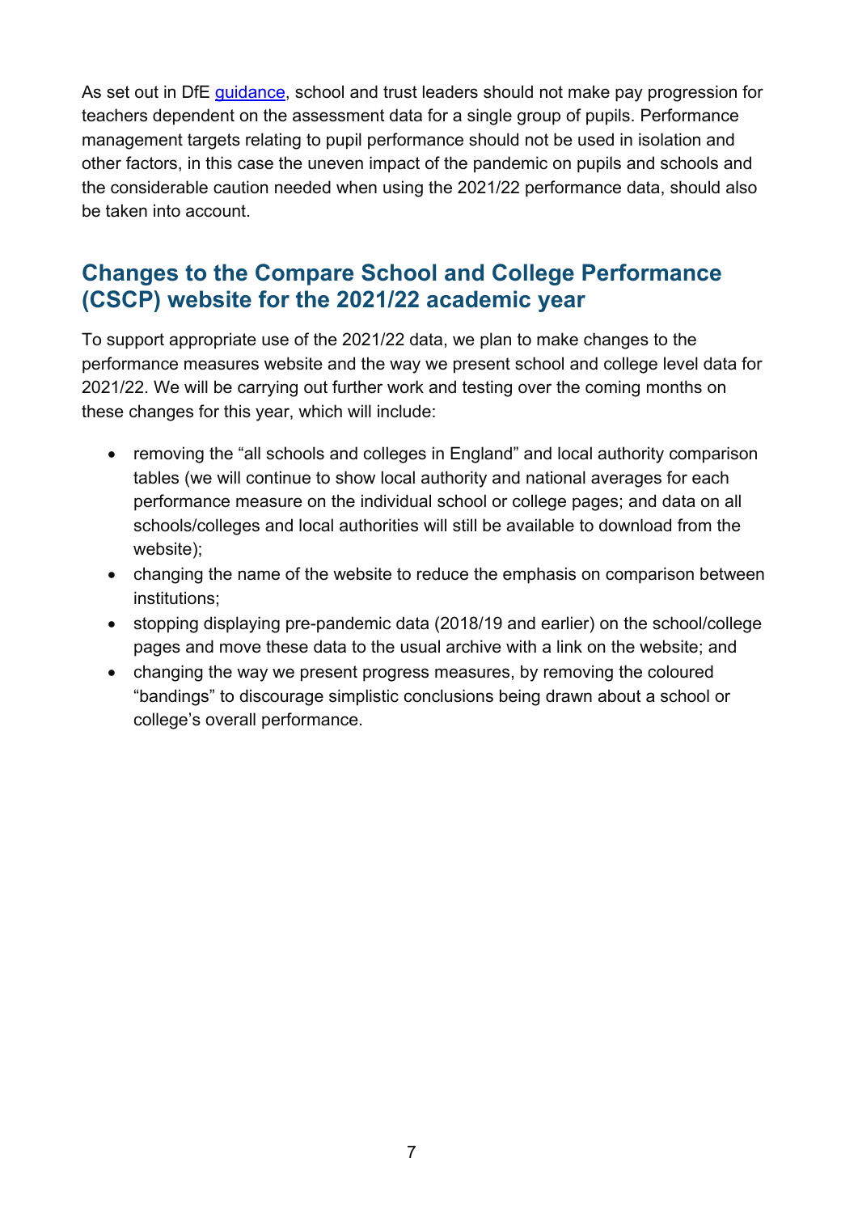As set out in DfE guidance, school and trust leaders should not make pay progression for teachers dependent on the assessment data for a single group of pupils. Performance management targets relating to pupil performance should not be used in isolation and other factors, in this case the uneven impact of the pandemic on pupils and schools and the considerable caution needed when using the 2021/22 performance data, should also be taken into account.

## Changes to the Compare School and College Performance (CSCP) website for the 2021/22 academic year

To support appropriate use of the 2021/22 data, we plan to make changes to the performance measures website and the way we present school and college level data for 2021/22. We will be carrying out further work and testing over the coming months on these changes for this year, which will include:

- removing the "all schools and colleges in England" and local authority comparison tables (we will continue to show local authority and national averages for each performance measure on the individual school or college pages; and data on all schools/colleges and local authorities will still be available to download from the website);
- changing the name of the website to reduce the emphasis on comparison between institutions;
- stopping displaying pre-pandemic data (2018/19 and earlier) on the school/college pages and move these data to the usual archive with a link on the website; and
- changing the way we present progress measures, by removing the coloured "bandings" to discourage simplistic conclusions being drawn about a school or college's overall performance.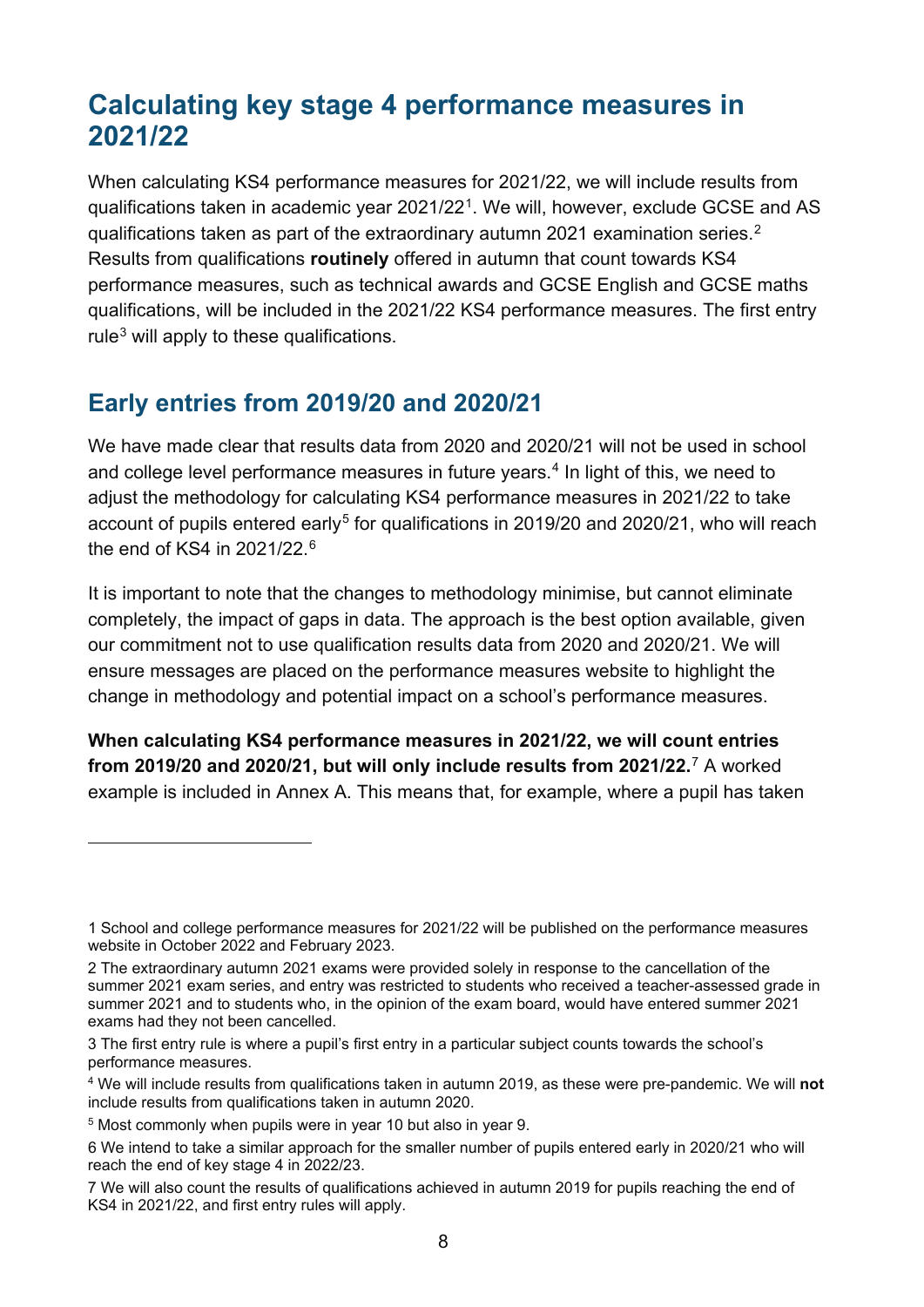## Calculating key stage 4 performance measures in 2021/22

When calculating KS4 performance measures for 2021/22, we will include results from qualifications taken in academic year 2021/22[1]. We will, however, exclude GCSE and AS qualifications taken as part of the extraordinary autumn 2021 examination series.[2] Results from qualifications **routinely** offered in autumn that count towards KS4 performance measures, such as technical awards and GCSE English and GCSE maths qualifications, will be included in the 2021/22 KS4 performance measures. The first entry rule[3] will apply to these qualifications.

## Early entries from 2019/20 and 2020/21

We have made clear that results data from 2020 and 2020/21 will not be used in school and college level performance measures in future years.[4] In light of this, we need to adjust the methodology for calculating KS4 performance measures in 2021/22 to take account of pupils entered early[5] for qualifications in 2019/20 and 2020/21, who will reach the end of KS4 in 2021/22.[6]

It is important to note that the changes to methodology minimise, but cannot eliminate completely, the impact of gaps in data. The approach is the best option available, given our commitment not to use qualification results data from 2020 and 2020/21. We will ensure messages are placed on the performance measures website to highlight the change in methodology and potential impact on a school's performance measures.

**When calculating KS4 performance measures in 2021/22, we will count entries from 2019/20 and 2020/21, but will only include results from 2021/22.**[7] A worked example is included in Annex A. This means that, for example, where a pupil has taken

---

1 School and college performance measures for 2021/22 will be published on the performance measures website in October 2022 and February 2023.

2 The extraordinary autumn 2021 exams were provided solely in response to the cancellation of the summer 2021 exam series, and entry was restricted to students who received a teacher-assessed grade in summer 2021 and to students who, in the opinion of the exam board, would have entered summer 2021 exams had they not been cancelled.

3 The first entry rule is where a pupil's first entry in a particular subject counts towards the school's performance measures.

4 We will include results from qualifications taken in autumn 2019, as these were pre-pandemic. We will **not** include results from qualifications taken in autumn 2020.

5 Most commonly when pupils were in year 10 but also in year 9.

6 We intend to take a similar approach for the smaller number of pupils entered early in 2020/21 who will reach the end of key stage 4 in 2022/23.

7 We will also count the results of qualifications achieved in autumn 2019 for pupils reaching the end of KS4 in 2021/22, and first entry rules will apply.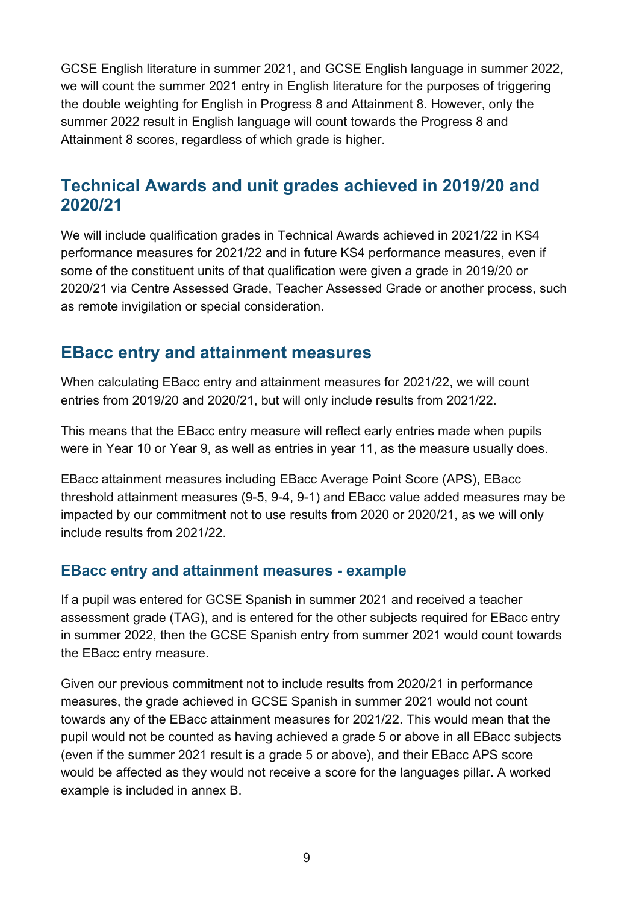GCSE English literature in summer 2021, and GCSE English language in summer 2022, we will count the summer 2021 entry in English literature for the purposes of triggering the double weighting for English in Progress 8 and Attainment 8. However, only the summer 2022 result in English language will count towards the Progress 8 and Attainment 8 scores, regardless of which grade is higher.

## Technical Awards and unit grades achieved in 2019/20 and 2020/21

We will include qualification grades in Technical Awards achieved in 2021/22 in KS4 performance measures for 2021/22 and in future KS4 performance measures, even if some of the constituent units of that qualification were given a grade in 2019/20 or 2020/21 via Centre Assessed Grade, Teacher Assessed Grade or another process, such as remote invigilation or special consideration.

## EBacc entry and attainment measures

When calculating EBacc entry and attainment measures for 2021/22, we will count entries from 2019/20 and 2020/21, but will only include results from 2021/22.

This means that the EBacc entry measure will reflect early entries made when pupils were in Year 10 or Year 9, as well as entries in year 11, as the measure usually does.

EBacc attainment measures including EBacc Average Point Score (APS), EBacc threshold attainment measures (9-5, 9-4, 9-1) and EBacc value added measures may be impacted by our commitment not to use results from 2020 or 2020/21, as we will only include results from 2021/22.

### EBacc entry and attainment measures - example

If a pupil was entered for GCSE Spanish in summer 2021 and received a teacher assessment grade (TAG), and is entered for the other subjects required for EBacc entry in summer 2022, then the GCSE Spanish entry from summer 2021 would count towards the EBacc entry measure.

Given our previous commitment not to include results from 2020/21 in performance measures, the grade achieved in GCSE Spanish in summer 2021 would not count towards any of the EBacc attainment measures for 2021/22. This would mean that the pupil would not be counted as having achieved a grade 5 or above in all EBacc subjects (even if the summer 2021 result is a grade 5 or above), and their EBacc APS score would be affected as they would not receive a score for the languages pillar. A worked example is included in annex B.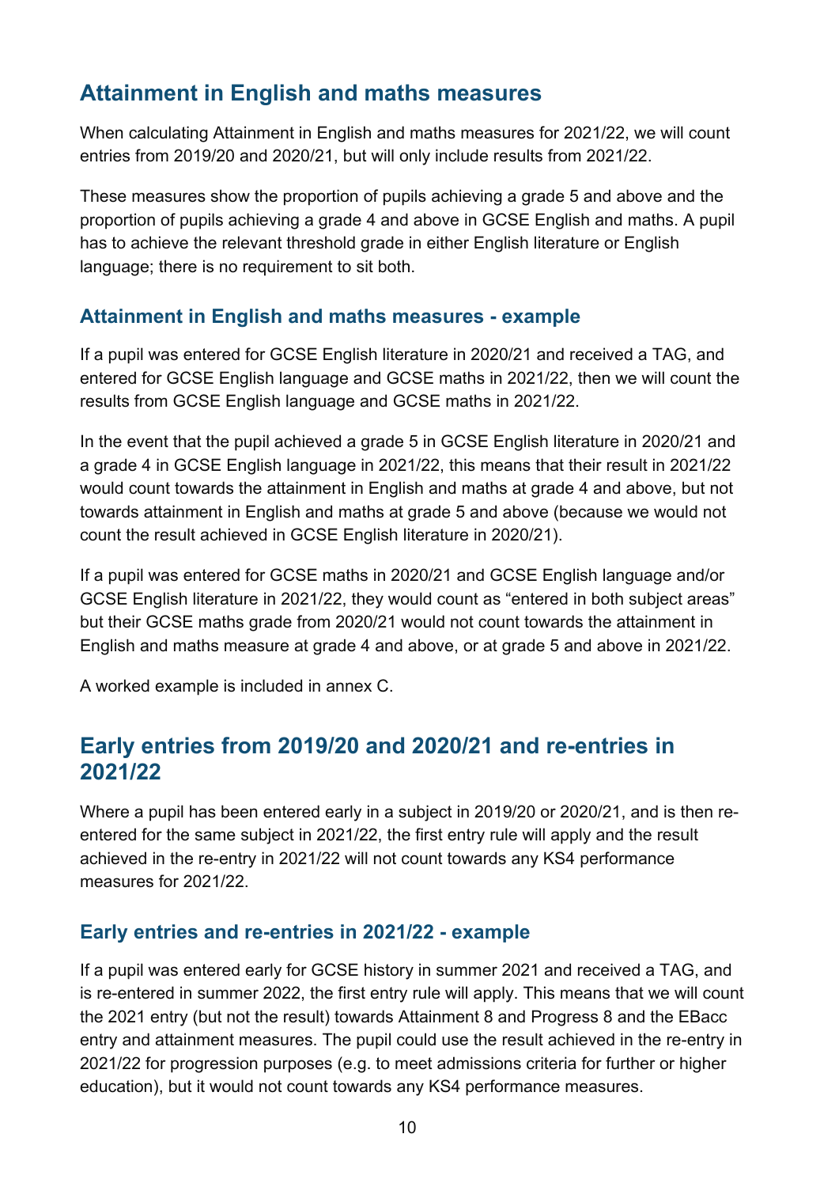## Attainment in English and maths measures

When calculating Attainment in English and maths measures for 2021/22, we will count entries from 2019/20 and 2020/21, but will only include results from 2021/22.

These measures show the proportion of pupils achieving a grade 5 and above and the proportion of pupils achieving a grade 4 and above in GCSE English and maths. A pupil has to achieve the relevant threshold grade in either English literature or English language; there is no requirement to sit both.

### Attainment in English and maths measures - example

If a pupil was entered for GCSE English literature in 2020/21 and received a TAG, and entered for GCSE English language and GCSE maths in 2021/22, then we will count the results from GCSE English language and GCSE maths in 2021/22.

In the event that the pupil achieved a grade 5 in GCSE English literature in 2020/21 and a grade 4 in GCSE English language in 2021/22, this means that their result in 2021/22 would count towards the attainment in English and maths at grade 4 and above, but not towards attainment in English and maths at grade 5 and above (because we would not count the result achieved in GCSE English literature in 2020/21).

If a pupil was entered for GCSE maths in 2020/21 and GCSE English language and/or GCSE English literature in 2021/22, they would count as "entered in both subject areas" but their GCSE maths grade from 2020/21 would not count towards the attainment in English and maths measure at grade 4 and above, or at grade 5 and above in 2021/22.

A worked example is included in annex C.

## Early entries from 2019/20 and 2020/21 and re-entries in 2021/22

Where a pupil has been entered early in a subject in 2019/20 or 2020/21, and is then re-entered for the same subject in 2021/22, the first entry rule will apply and the result achieved in the re-entry in 2021/22 will not count towards any KS4 performance measures for 2021/22.

### Early entries and re-entries in 2021/22 - example

If a pupil was entered early for GCSE history in summer 2021 and received a TAG, and is re-entered in summer 2022, the first entry rule will apply. This means that we will count the 2021 entry (but not the result) towards Attainment 8 and Progress 8 and the EBacc entry and attainment measures. The pupil could use the result achieved in the re-entry in 2021/22 for progression purposes (e.g. to meet admissions criteria for further or higher education), but it would not count towards any KS4 performance measures.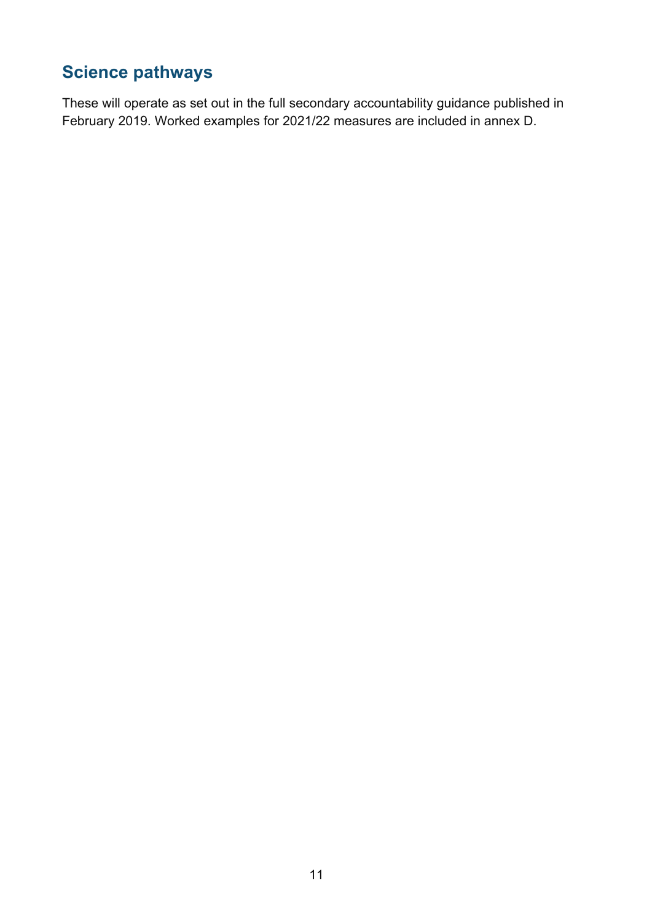## Science pathways

These will operate as set out in the full secondary accountability guidance published in February 2019. Worked examples for 2021/22 measures are included in annex D.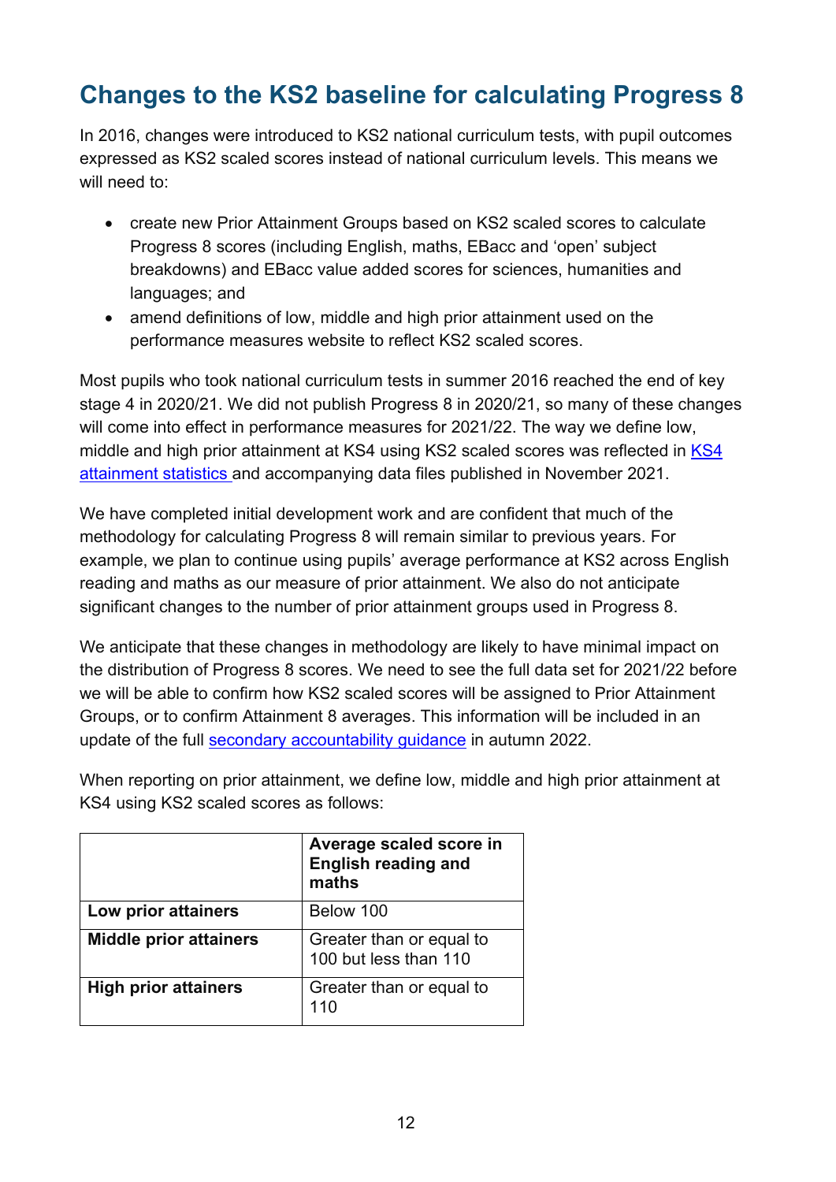## Changes to the KS2 baseline for calculating Progress 8

In 2016, changes were introduced to KS2 national curriculum tests, with pupil outcomes expressed as KS2 scaled scores instead of national curriculum levels. This means we will need to:

- create new Prior Attainment Groups based on KS2 scaled scores to calculate Progress 8 scores (including English, maths, EBacc and 'open' subject breakdowns) and EBacc value added scores for sciences, humanities and languages; and
- amend definitions of low, middle and high prior attainment used on the performance measures website to reflect KS2 scaled scores.

Most pupils who took national curriculum tests in summer 2016 reached the end of key stage 4 in 2020/21. We did not publish Progress 8 in 2020/21, so many of these changes will come into effect in performance measures for 2021/22. The way we define low, middle and high prior attainment at KS4 using KS2 scaled scores was reflected in KS4 attainment statistics and accompanying data files published in November 2021.

We have completed initial development work and are confident that much of the methodology for calculating Progress 8 will remain similar to previous years. For example, we plan to continue using pupils' average performance at KS2 across English reading and maths as our measure of prior attainment. We also do not anticipate significant changes to the number of prior attainment groups used in Progress 8.

We anticipate that these changes in methodology are likely to have minimal impact on the distribution of Progress 8 scores. We need to see the full data set for 2021/22 before we will be able to confirm how KS2 scaled scores will be assigned to Prior Attainment Groups, or to confirm Attainment 8 averages. This information will be included in an update of the full secondary accountability guidance in autumn 2022.

When reporting on prior attainment, we define low, middle and high prior attainment at KS4 using KS2 scaled scores as follows:

| | **Average scaled score in English reading and maths** |
|---|---|
| **Low prior attainers** | Below 100 |
| **Middle prior attainers** | Greater than or equal to 100 but less than 110 |
| **High prior attainers** | Greater than or equal to 110 |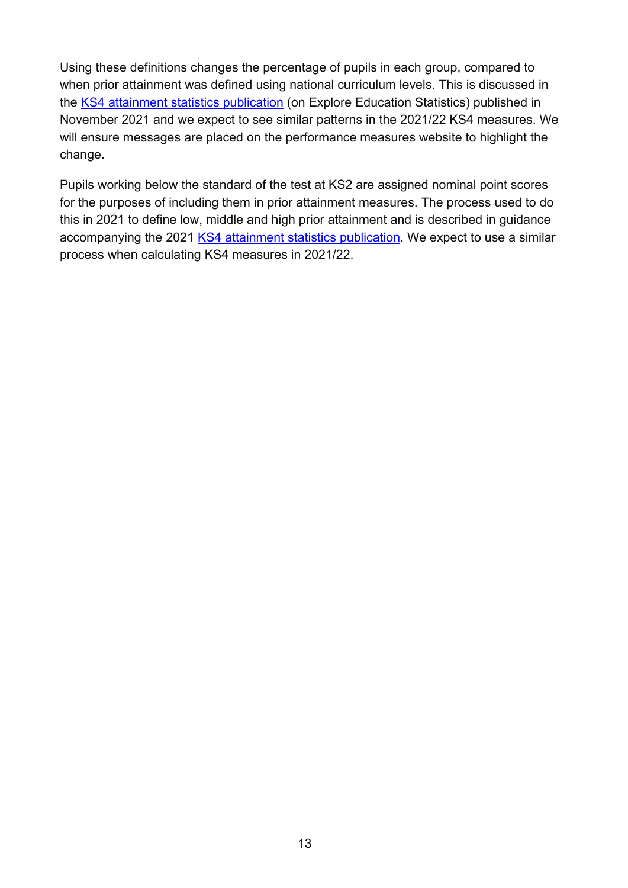Using these definitions changes the percentage of pupils in each group, compared to when prior attainment was defined using national curriculum levels. This is discussed in the [KS4 attainment statistics publication](https://explore-education-statistics.service.gov.uk/find-statistics/key-stage-4-performance-revised) (on Explore Education Statistics) published in November 2021 and we expect to see similar patterns in the 2021/22 KS4 measures. We will ensure messages are placed on the performance measures website to highlight the change.

Pupils working below the standard of the test at KS2 are assigned nominal point scores for the purposes of including them in prior attainment measures. The process used to do this in 2021 to define low, middle and high prior attainment and is described in guidance accompanying the 2021 [KS4 attainment statistics publication](https://explore-education-statistics.service.gov.uk/find-statistics/key-stage-4-performance-revised). We expect to use a similar process when calculating KS4 measures in 2021/22.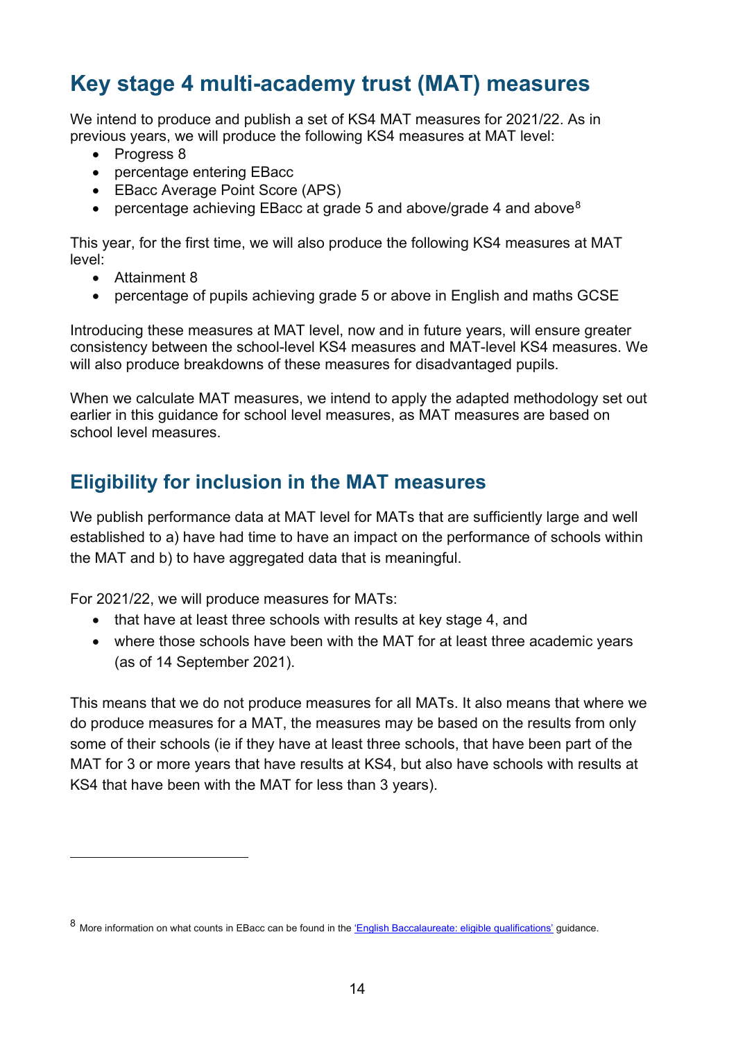# Key stage 4 multi-academy trust (MAT) measures

We intend to produce and publish a set of KS4 MAT measures for 2021/22. As in previous years, we will produce the following KS4 measures at MAT level:

- Progress 8
- percentage entering EBacc
- EBacc Average Point Score (APS)
- percentage achieving EBacc at grade 5 and above/grade 4 and above[8]

This year, for the first time, we will also produce the following KS4 measures at MAT level:

- Attainment 8
- percentage of pupils achieving grade 5 or above in English and maths GCSE

Introducing these measures at MAT level, now and in future years, will ensure greater consistency between the school-level KS4 measures and MAT-level KS4 measures. We will also produce breakdowns of these measures for disadvantaged pupils.

When we calculate MAT measures, we intend to apply the adapted methodology set out earlier in this guidance for school level measures, as MAT measures are based on school level measures.

## Eligibility for inclusion in the MAT measures

We publish performance data at MAT level for MATs that are sufficiently large and well established to a) have had time to have an impact on the performance of schools within the MAT and b) to have aggregated data that is meaningful.

For 2021/22, we will produce measures for MATs:

- that have at least three schools with results at key stage 4, and
- where those schools have been with the MAT for at least three academic years (as of 14 September 2021).

This means that we do not produce measures for all MATs. It also means that where we do produce measures for a MAT, the measures may be based on the results from only some of their schools (ie if they have at least three schools, that have been part of the MAT for 3 or more years that have results at KS4, but also have schools with results at KS4 that have been with the MAT for less than 3 years).

---

[8] More information on what counts in EBacc can be found in the 'English Baccalaureate: eligible qualifications' guidance.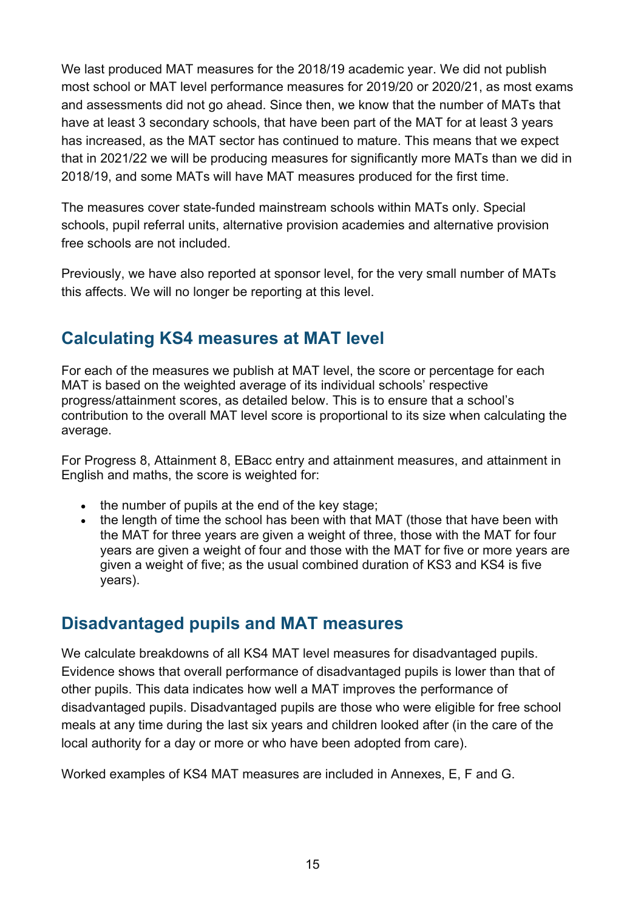We last produced MAT measures for the 2018/19 academic year. We did not publish most school or MAT level performance measures for 2019/20 or 2020/21, as most exams and assessments did not go ahead. Since then, we know that the number of MATs that have at least 3 secondary schools, that have been part of the MAT for at least 3 years has increased, as the MAT sector has continued to mature. This means that we expect that in 2021/22 we will be producing measures for significantly more MATs than we did in 2018/19, and some MATs will have MAT measures produced for the first time.

The measures cover state-funded mainstream schools within MATs only. Special schools, pupil referral units, alternative provision academies and alternative provision free schools are not included.

Previously, we have also reported at sponsor level, for the very small number of MATs this affects. We will no longer be reporting at this level.

## Calculating KS4 measures at MAT level

For each of the measures we publish at MAT level, the score or percentage for each MAT is based on the weighted average of its individual schools' respective progress/attainment scores, as detailed below. This is to ensure that a school's contribution to the overall MAT level score is proportional to its size when calculating the average.

For Progress 8, Attainment 8, EBacc entry and attainment measures, and attainment in English and maths, the score is weighted for:

- the number of pupils at the end of the key stage;
- the length of time the school has been with that MAT (those that have been with the MAT for three years are given a weight of three, those with the MAT for four years are given a weight of four and those with the MAT for five or more years are given a weight of five; as the usual combined duration of KS3 and KS4 is five years).

## Disadvantaged pupils and MAT measures

We calculate breakdowns of all KS4 MAT level measures for disadvantaged pupils. Evidence shows that overall performance of disadvantaged pupils is lower than that of other pupils. This data indicates how well a MAT improves the performance of disadvantaged pupils. Disadvantaged pupils are those who were eligible for free school meals at any time during the last six years and children looked after (in the care of the local authority for a day or more or who have been adopted from care).

Worked examples of KS4 MAT measures are included in Annexes, E, F and G.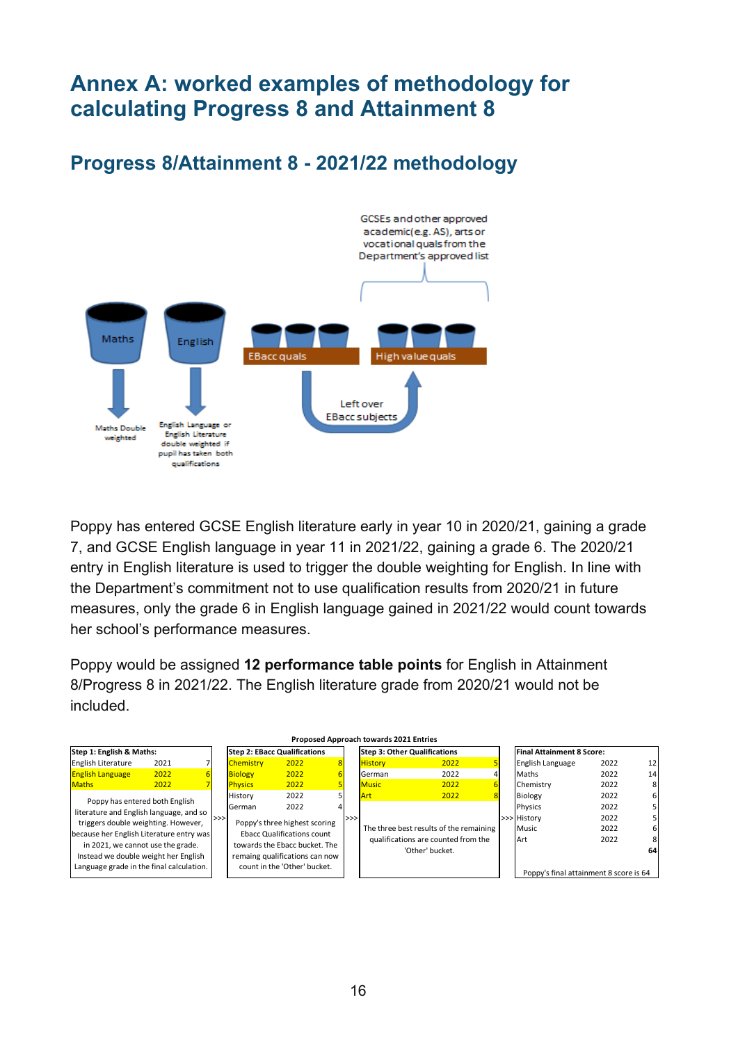# Annex A: worked examples of methodology for calculating Progress 8 and Attainment 8

## Progress 8/Attainment 8 - 2021/22 methodology

GCSEs and other approved academic(e.g. AS), arts or vocational quals from the Department's approved list

Maths | English | EBacc quals | High value quals

Left over EBacc subjects

Maths Double weighted

English Language or English Literature double weighted if pupil has taken both qualifications

Poppy has entered GCSE English literature early in year 10 in 2020/21, gaining a grade 7, and GCSE English language in year 11 in 2021/22, gaining a grade 6. The 2020/21 entry in English literature is used to trigger the double weighting for English. In line with the Department's commitment not to use qualification results from 2020/21 in future measures, only the grade 6 in English language gained in 2021/22 would count towards her school's performance measures.

Poppy would be assigned **12 performance table points** for English in Attainment 8/Progress 8 in 2021/22. The English literature grade from 2020/21 would not be included.

**Proposed Approach towards 2021 Entries**

**Step 1: English & Maths:**

| Subject | Year | Grade |
|---|---|---|
| English Literature | 2021 | 7 |
| English Language | 2022 | 6 |
| Maths | 2022 | 7 |

Poppy has entered both English literature and English language, and so triggers double weighting. However, because her English Literature entry was in 2021, we cannot use the grade. Instead we double weight her English Language grade in the final calculation.

**Step 2: EBacc Qualifications**

| Subject | Year | Grade |
|---|---|---|
| Chemistry | 2022 | 8 |
| Biology | 2022 | 6 |
| Physics | 2022 | 5 |
| History | 2022 | 5 |
| German | 2022 | 4 |

Poppy's three highest scoring Ebacc Qualifications count towards the Ebacc bucket. The remaing qualifications can now count in the 'Other' bucket.

**Step 3: Other Qualifications**

| Subject | Year | Grade |
|---|---|---|
| History | 2022 | 5 |
| German | 2022 | 4 |
| Music | 2022 | 6 |
| Art | 2022 | 8 |

The three best results of the remaining qualifications are counted from the 'Other' bucket.

**Final Attainment 8 Score:**

| Subject | Year | Points |
|---|---|---|
| English Language | 2022 | 12 |
| Maths | 2022 | 14 |
| Chemistry | 2022 | 8 |
| Biology | 2022 | 6 |
| Physics | 2022 | 5 |
| History | 2022 | 5 |
| Music | 2022 | 6 |
| Art | 2022 | 8 |
| | | **64** |

Poppy's final attainment 8 score is 64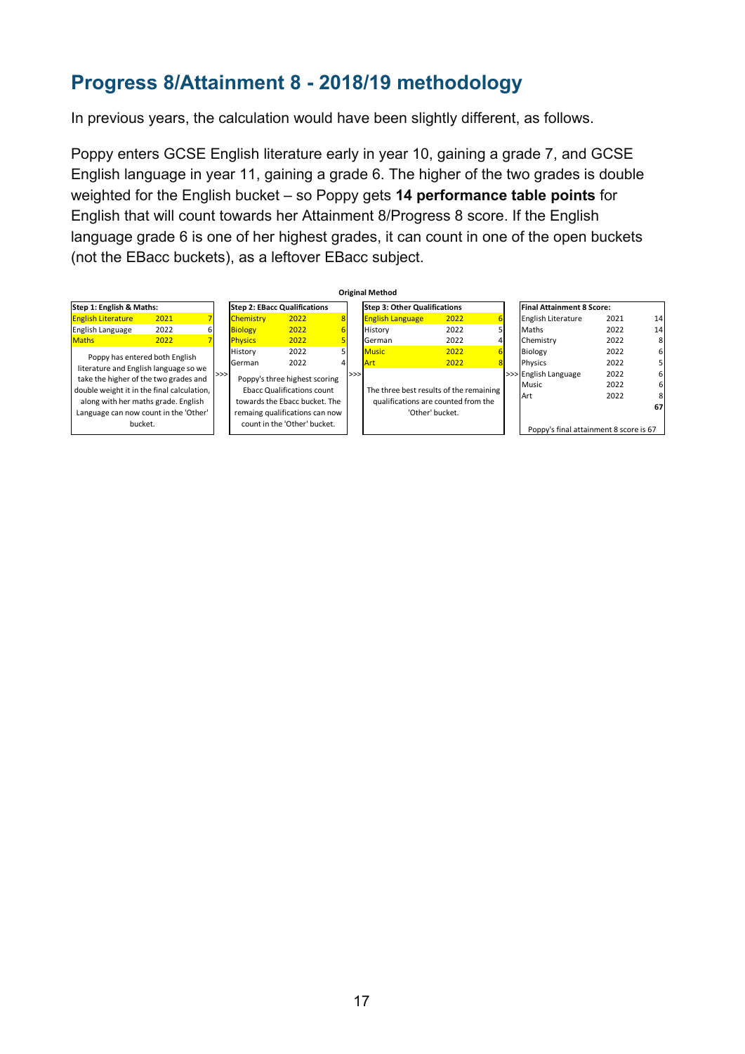## Progress 8/Attainment 8 - 2018/19 methodology

In previous years, the calculation would have been slightly different, as follows.

Poppy enters GCSE English literature early in year 10, gaining a grade 7, and GCSE English language in year 11, gaining a grade 6. The higher of the two grades is double weighted for the English bucket – so Poppy gets **14 performance table points** for English that will count towards her Attainment 8/Progress 8 score. If the English language grade 6 is one of her highest grades, it can count in one of the open buckets (not the EBacc buckets), as a leftover EBacc subject.

**Original Method**

**Step 1: English & Maths:**

| Subject | Year | Grade |
|---|---|---|
| English Literature | 2021 | 7 |
| English Language | 2022 | 6 |
| Maths | 2022 | 7 |

Poppy has entered both English literature and English language so we take the higher of the two grades and double weight it in the final calculation, along with her maths grade. English Language can now count in the 'Other' bucket.

>>>

**Step 2: EBacc Qualifications**

| Subject | Year | Grade |
|---|---|---|
| Chemistry | 2022 | 8 |
| Biology | 2022 | 6 |
| Physics | 2022 | 5 |
| History | 2022 | 5 |
| German | 2022 | 4 |

Poppy's three highest scoring Ebacc Qualifications count towards the Ebacc bucket. The remaing qualifications can now count in the 'Other' bucket.

>>>

**Step 3: Other Qualifications**

| Subject | Year | Grade |
|---|---|---|
| English Language | 2022 | 6 |
| History | 2022 | 5 |
| German | 2022 | 4 |
| Music | 2022 | 6 |
| Art | 2022 | 8 |

The three best results of the remaining qualifications are counted from the 'Other' bucket.

>>>

**Final Attainment 8 Score:**

| Subject | Year | Points |
|---|---|---|
| English Literature | 2021 | 14 |
| Maths | 2022 | 14 |
| Chemistry | 2022 | 8 |
| Biology | 2022 | 6 |
| Physics | 2022 | 5 |
| English Language | 2022 | 6 |
| Music | 2022 | 6 |
| Art | 2022 | 8 |
| | | **67** |

Poppy's final attainment 8 score is 67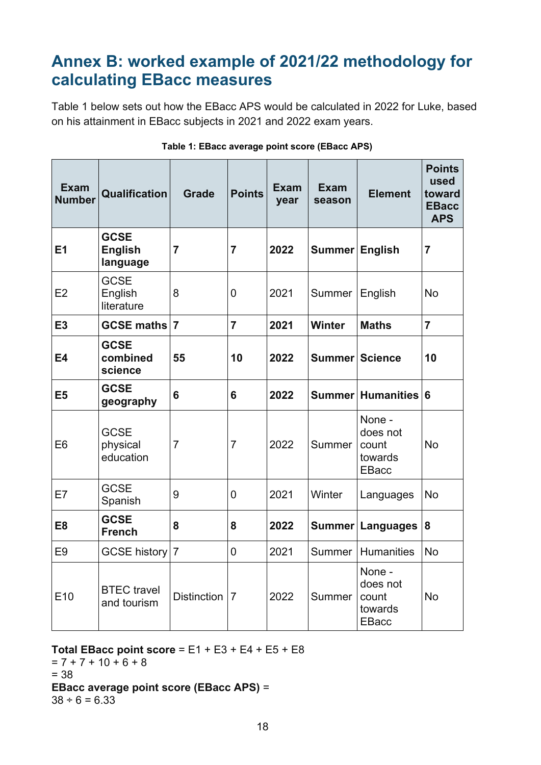## Annex B: worked example of 2021/22 methodology for calculating EBacc measures

Table 1 below sets out how the EBacc APS would be calculated in 2022 for Luke, based on his attainment in EBacc subjects in 2021 and 2022 exam years.

**Table 1: EBacc average point score (EBacc APS)**

| Exam Number | Qualification | Grade | Points | Exam year | Exam season | Element | Points used toward EBacc APS |
|---|---|---|---|---|---|---|---|
| **E1** | **GCSE English language** | **7** | **7** | **2022** | **Summer** | **English** | **7** |
| E2 | GCSE English literature | 8 | 0 | 2021 | Summer | English | No |
| **E3** | **GCSE maths** | **7** | **7** | **2021** | **Winter** | **Maths** | **7** |
| **E4** | **GCSE combined science** | **55** | **10** | **2022** | **Summer** | **Science** | **10** |
| **E5** | **GCSE geography** | **6** | **6** | **2022** | **Summer** | **Humanities** | **6** |
| E6 | GCSE physical education | 7 | 7 | 2022 | Summer | None - does not count towards EBacc | No |
| E7 | GCSE Spanish | 9 | 0 | 2021 | Winter | Languages | No |
| **E8** | **GCSE French** | **8** | **8** | **2022** | **Summer** | **Languages** | **8** |
| E9 | GCSE history | 7 | 0 | 2021 | Summer | Humanities | No |
| E10 | BTEC travel and tourism | Distinction | 7 | 2022 | Summer | None - does not count towards EBacc | No |

**Total EBacc point score** = E1 + E3 + E4 + E5 + E8
= 7 + 7 + 10 + 6 + 8
= 38
**EBacc average point score (EBacc APS)** =
38 ÷ 6 = 6.33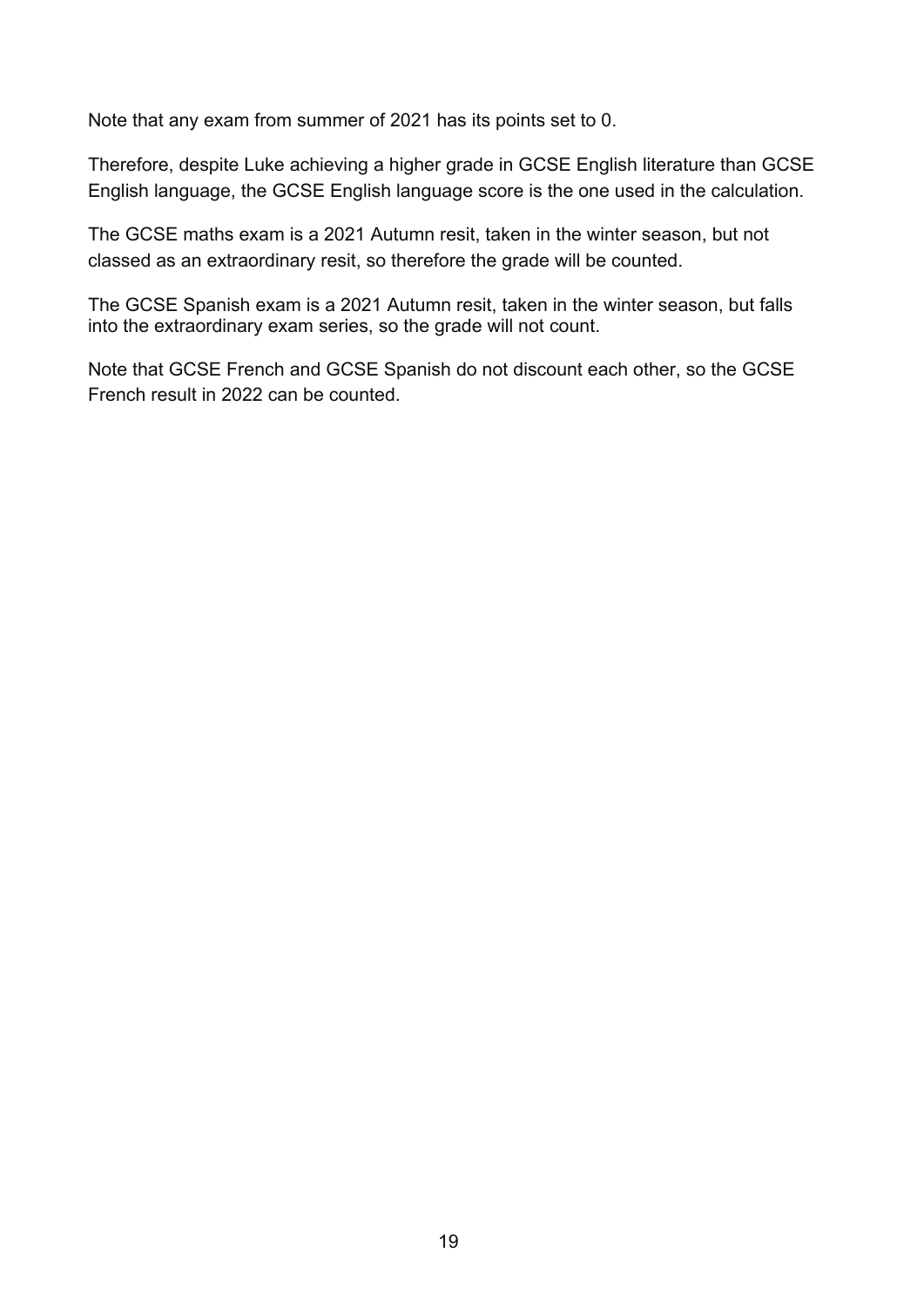Note that any exam from summer of 2021 has its points set to 0.

Therefore, despite Luke achieving a higher grade in GCSE English literature than GCSE English language, the GCSE English language score is the one used in the calculation.

The GCSE maths exam is a 2021 Autumn resit, taken in the winter season, but not classed as an extraordinary resit, so therefore the grade will be counted.

The GCSE Spanish exam is a 2021 Autumn resit, taken in the winter season, but falls into the extraordinary exam series, so the grade will not count.

Note that GCSE French and GCSE Spanish do not discount each other, so the GCSE French result in 2022 can be counted.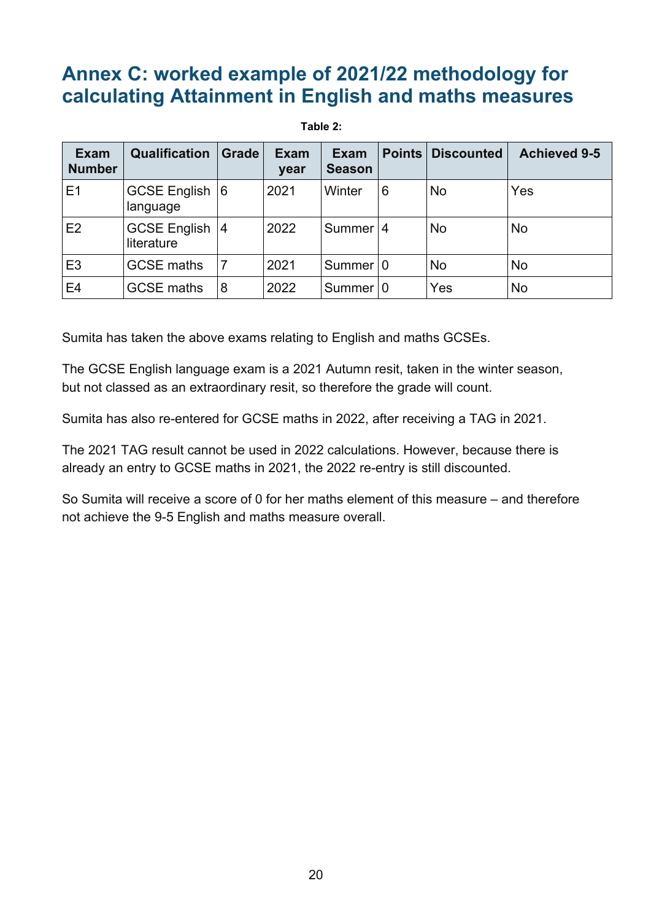# Annex C: worked example of 2021/22 methodology for calculating Attainment in English and maths measures

**Table 2:**

| Exam Number | Qualification | Grade | Exam year | Exam Season | Points | Discounted | Achieved 9-5 |
|---|---|---|---|---|---|---|---|
| E1 | GCSE English language | 6 | 2021 | Winter | 6 | No | Yes |
| E2 | GCSE English literature | 4 | 2022 | Summer | 4 | No | No |
| E3 | GCSE maths | 7 | 2021 | Summer | 0 | No | No |
| E4 | GCSE maths | 8 | 2022 | Summer | 0 | Yes | No |

Sumita has taken the above exams relating to English and maths GCSEs.

The GCSE English language exam is a 2021 Autumn resit, taken in the winter season, but not classed as an extraordinary resit, so therefore the grade will count.

Sumita has also re-entered for GCSE maths in 2022, after receiving a TAG in 2021.

The 2021 TAG result cannot be used in 2022 calculations. However, because there is already an entry to GCSE maths in 2021, the 2022 re-entry is still discounted.

So Sumita will receive a score of 0 for her maths element of this measure – and therefore not achieve the 9-5 English and maths measure overall.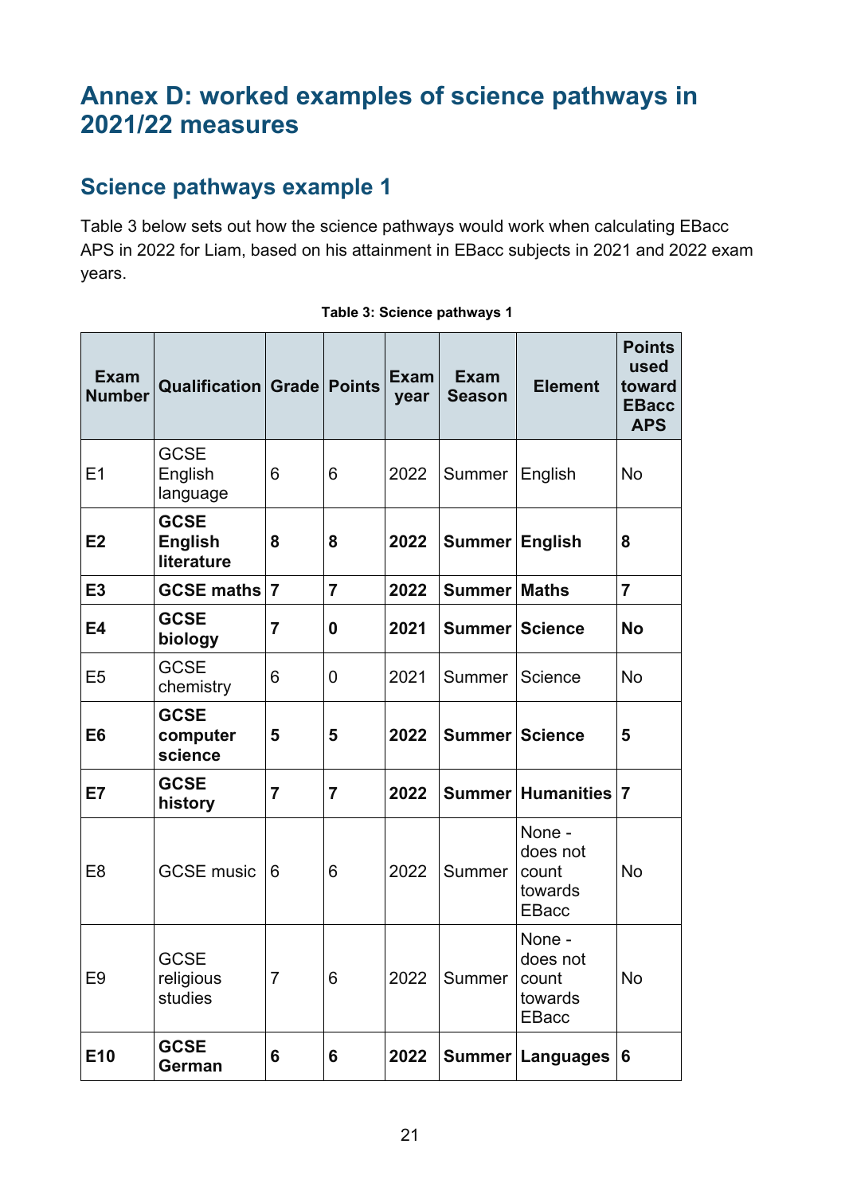# Annex D: worked examples of science pathways in 2021/22 measures

## Science pathways example 1

Table 3 below sets out how the science pathways would work when calculating EBacc APS in 2022 for Liam, based on his attainment in EBacc subjects in 2021 and 2022 exam years.

**Table 3: Science pathways 1**

| Exam Number | Qualification | Grade | Points | Exam year | Exam Season | Element | Points used toward EBacc APS |
|---|---|---|---|---|---|---|---|
| E1 | GCSE English language | 6 | 6 | 2022 | Summer | English | No |
| **E2** | **GCSE English literature** | **8** | **8** | **2022** | **Summer** | **English** | **8** |
| **E3** | **GCSE maths** | **7** | **7** | **2022** | **Summer** | **Maths** | **7** |
| **E4** | **GCSE biology** | **7** | **0** | **2021** | **Summer** | **Science** | **No** |
| E5 | GCSE chemistry | 6 | 0 | 2021 | Summer | Science | No |
| **E6** | **GCSE computer science** | **5** | **5** | **2022** | **Summer** | **Science** | **5** |
| **E7** | **GCSE history** | **7** | **7** | **2022** | **Summer** | **Humanities** | **7** |
| E8 | GCSE music | 6 | 6 | 2022 | Summer | None - does not count towards EBacc | No |
| E9 | GCSE religious studies | 7 | 6 | 2022 | Summer | None - does not count towards EBacc | No |
| **E10** | **GCSE German** | **6** | **6** | **2022** | **Summer** | **Languages** | **6** |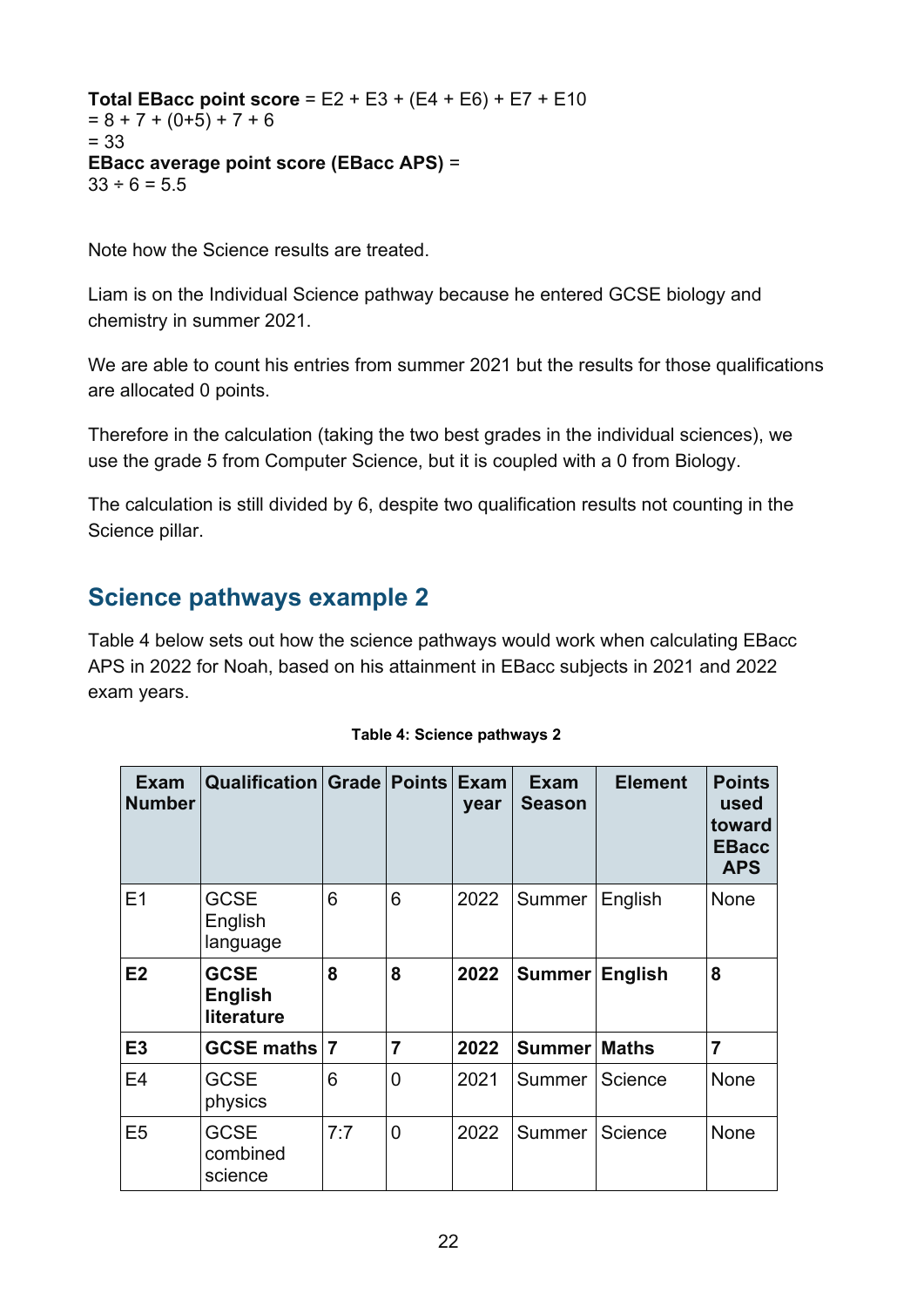**Total EBacc point score** = E2 + E3 + (E4 + E6) + E7 + E10
= 8 + 7 + (0+5) + 7 + 6
= 33
**EBacc average point score (EBacc APS)** =
33 ÷ 6 = 5.5

Note how the Science results are treated.

Liam is on the Individual Science pathway because he entered GCSE biology and chemistry in summer 2021.

We are able to count his entries from summer 2021 but the results for those qualifications are allocated 0 points.

Therefore in the calculation (taking the two best grades in the individual sciences), we use the grade 5 from Computer Science, but it is coupled with a 0 from Biology.

The calculation is still divided by 6, despite two qualification results not counting in the Science pillar.

## Science pathways example 2

Table 4 below sets out how the science pathways would work when calculating EBacc APS in 2022 for Noah, based on his attainment in EBacc subjects in 2021 and 2022 exam years.

**Table 4: Science pathways 2**

| Exam Number | Qualification | Grade | Points | Exam year | Exam Season | Element | Points used toward EBacc APS |
|---|---|---|---|---|---|---|---|
| E1 | GCSE English language | 6 | 6 | 2022 | Summer | English | None |
| **E2** | **GCSE English literature** | **8** | **8** | **2022** | **Summer** | **English** | **8** |
| **E3** | **GCSE maths** | **7** | **7** | **2022** | **Summer** | **Maths** | **7** |
| E4 | GCSE physics | 6 | 0 | 2021 | Summer | Science | None |
| E5 | GCSE combined science | 7:7 | 0 | 2022 | Summer | Science | None |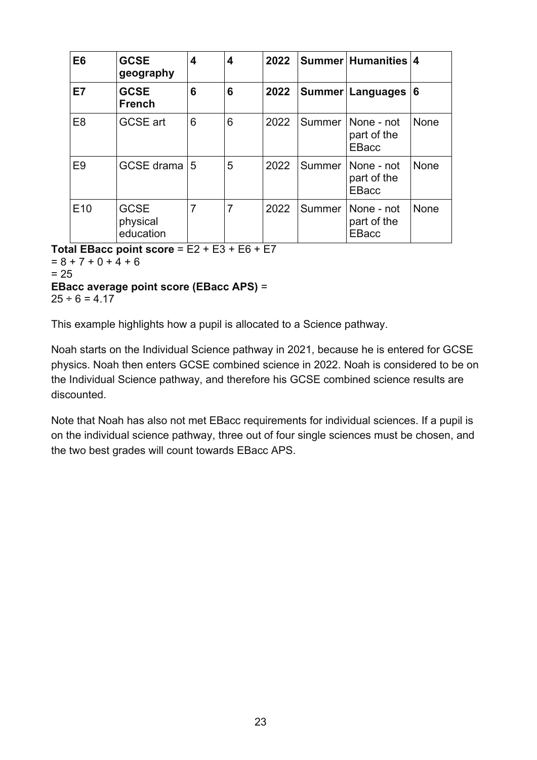| **E6** | **GCSE geography** | **4** | **4** | **2022** | **Summer** | **Humanities** | **4** |
|---|---|---|---|---|---|---|---|
| **E7** | **GCSE French** | **6** | **6** | **2022** | **Summer** | **Languages** | **6** |
| E8 | GCSE art | 6 | 6 | 2022 | Summer | None - not part of the EBacc | None |
| E9 | GCSE drama | 5 | 5 | 2022 | Summer | None - not part of the EBacc | None |
| E10 | GCSE physical education | 7 | 7 | 2022 | Summer | None - not part of the EBacc | None |

**Total EBacc point score** = E2 + E3 + E6 + E7
= 8 + 7 + 0 + 4 + 6
= 25
**EBacc average point score (EBacc APS)** =
25 ÷ 6 = 4.17

This example highlights how a pupil is allocated to a Science pathway.

Noah starts on the Individual Science pathway in 2021, because he is entered for GCSE physics. Noah then enters GCSE combined science in 2022. Noah is considered to be on the Individual Science pathway, and therefore his GCSE combined science results are discounted.

Note that Noah has also not met EBacc requirements for individual sciences. If a pupil is on the individual science pathway, three out of four single sciences must be chosen, and the two best grades will count towards EBacc APS.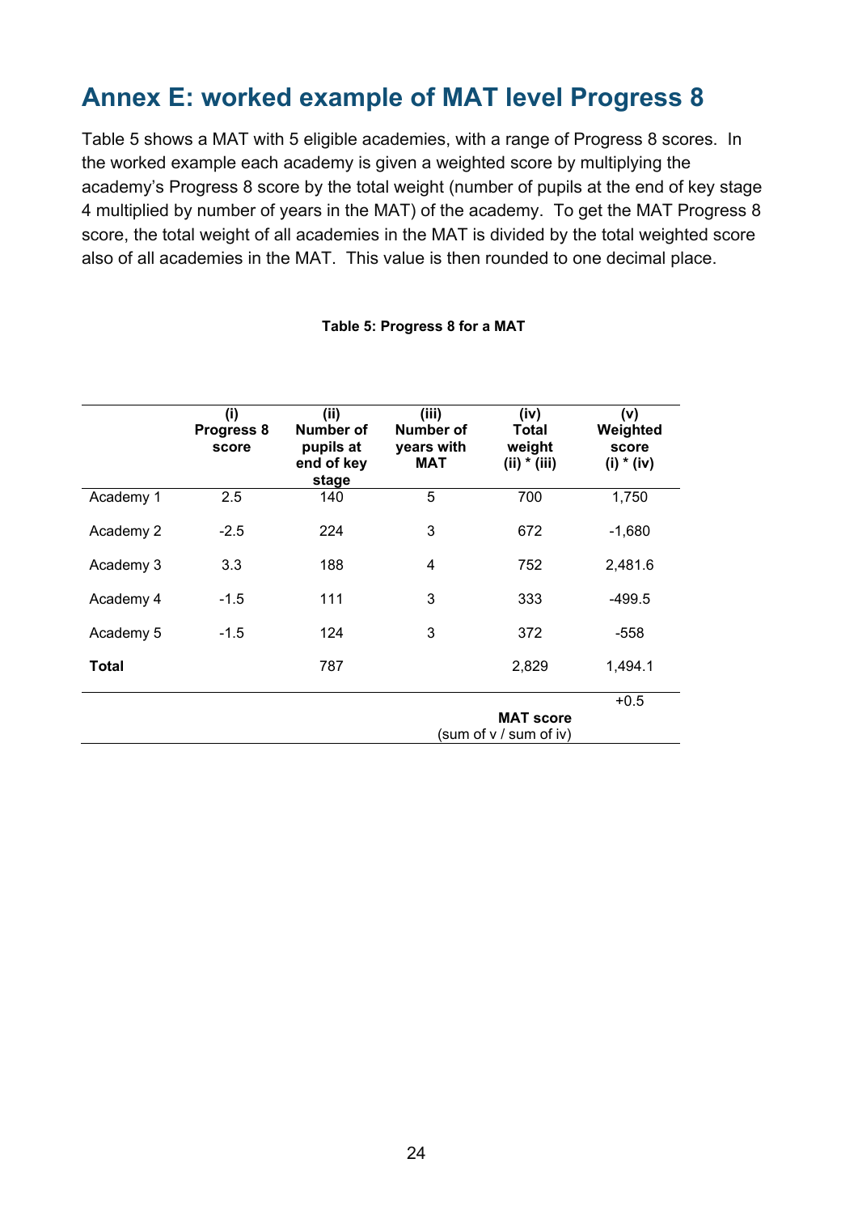# Annex E: worked example of MAT level Progress 8

Table 5 shows a MAT with 5 eligible academies, with a range of Progress 8 scores. In the worked example each academy is given a weighted score by multiplying the academy's Progress 8 score by the total weight (number of pupils at the end of key stage 4 multiplied by number of years in the MAT) of the academy. To get the MAT Progress 8 score, the total weight of all academies in the MAT is divided by the total weighted score also of all academies in the MAT. This value is then rounded to one decimal place.

**Table 5: Progress 8 for a MAT**

| | (i) Progress 8 score | (ii) Number of pupils at end of key stage | (iii) Number of years with MAT | (iv) Total weight (ii) * (iii) | (v) Weighted score (i) * (iv) |
|---|---|---|---|---|---|
| Academy 1 | 2.5 | 140 | 5 | 700 | 1,750 |
| Academy 2 | -2.5 | 224 | 3 | 672 | -1,680 |
| Academy 3 | 3.3 | 188 | 4 | 752 | 2,481.6 |
| Academy 4 | -1.5 | 111 | 3 | 333 | -499.5 |
| Academy 5 | -1.5 | 124 | 3 | 372 | -558 |
| **Total** | | 787 | | 2,829 | 1,494.1 |
| | | | | **MAT score** (sum of v / sum of iv) | +0.5 |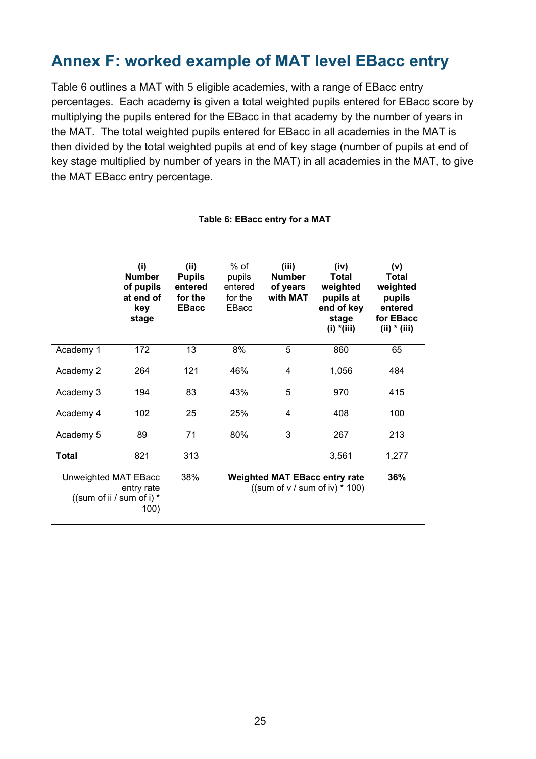## Annex F: worked example of MAT level EBacc entry

Table 6 outlines a MAT with 5 eligible academies, with a range of EBacc entry percentages. Each academy is given a total weighted pupils entered for EBacc score by multiplying the pupils entered for the EBacc in that academy by the number of years in the MAT. The total weighted pupils entered for EBacc in all academies in the MAT is then divided by the total weighted pupils at end of key stage (number of pupils at end of key stage multiplied by number of years in the MAT) in all academies in the MAT, to give the MAT EBacc entry percentage.

**Table 6: EBacc entry for a MAT**

| | **(i) Number of pupils at end of key stage** | **(ii) Pupils entered for the EBacc** | % of pupils entered for the EBacc | **(iii) Number of years with MAT** | **(iv) Total weighted pupils at end of key stage (i) *(iii)** | **(v) Total weighted pupils entered for EBacc (ii) * (iii)** |
|---|---|---|---|---|---|---|
| Academy 1 | 172 | 13 | 8% | 5 | 860 | 65 |
| Academy 2 | 264 | 121 | 46% | 4 | 1,056 | 484 |
| Academy 3 | 194 | 83 | 43% | 5 | 970 | 415 |
| Academy 4 | 102 | 25 | 25% | 4 | 408 | 100 |
| Academy 5 | 89 | 71 | 80% | 3 | 267 | 213 |
| **Total** | 821 | 313 | | | 3,561 | 1,277 |
| Unweighted MAT EBacc entry rate ((sum of ii / sum of i) * 100) | | 38% | **Weighted MAT EBacc entry rate** ((sum of v / sum of iv) * 100) | | | **36%** |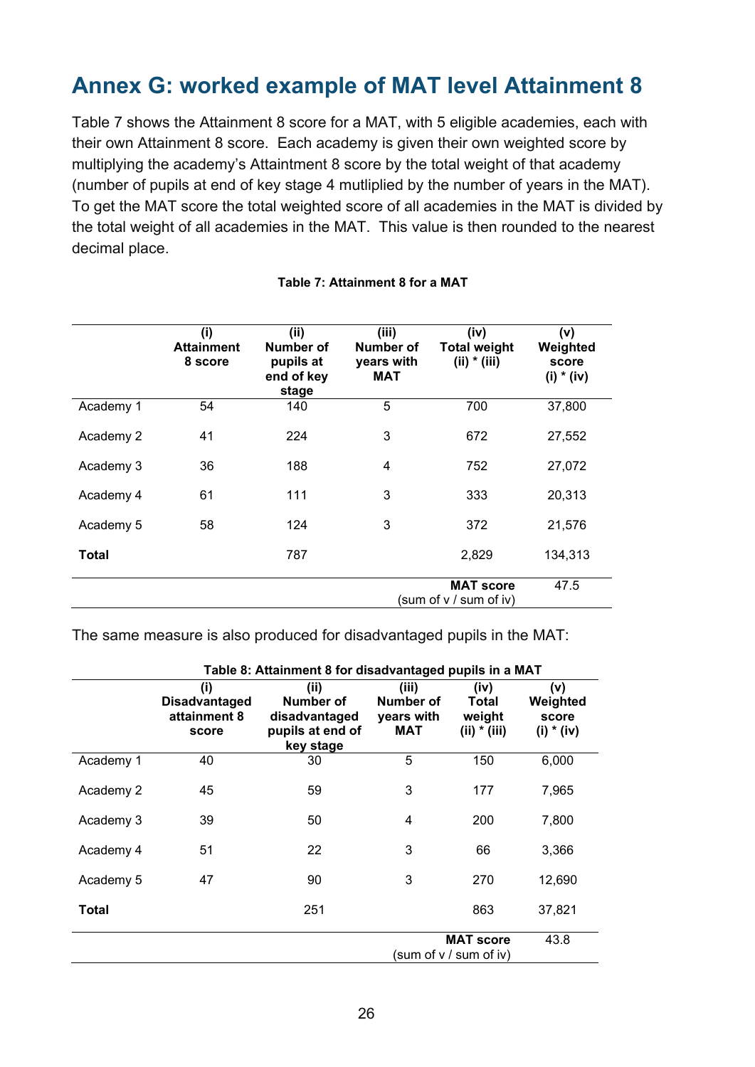## Annex G: worked example of MAT level Attainment 8

Table 7 shows the Attainment 8 score for a MAT, with 5 eligible academies, each with their own Attainment 8 score. Each academy is given their own weighted score by multiplying the academy's Attaintment 8 score by the total weight of that academy (number of pupils at end of key stage 4 mutliplied by the number of years in the MAT). To get the MAT score the total weighted score of all academies in the MAT is divided by the total weight of all academies in the MAT. This value is then rounded to the nearest decimal place.

**Table 7: Attainment 8 for a MAT**

| | (i) Attainment 8 score | (ii) Number of pupils at end of key stage | (iii) Number of years with MAT | (iv) Total weight (ii) * (iii) | (v) Weighted score (i) * (iv) |
|---|---|---|---|---|---|
| Academy 1 | 54 | 140 | 5 | 700 | 37,800 |
| Academy 2 | 41 | 224 | 3 | 672 | 27,552 |
| Academy 3 | 36 | 188 | 4 | 752 | 27,072 |
| Academy 4 | 61 | 111 | 3 | 333 | 20,313 |
| Academy 5 | 58 | 124 | 3 | 372 | 21,576 |
| **Total** | | 787 | | 2,829 | 134,313 |
| | | | | **MAT score** (sum of v / sum of iv) | 47.5 |

The same measure is also produced for disadvantaged pupils in the MAT:

**Table 8: Attainment 8 for disadvantaged pupils in a MAT**

| | (i) Disadvantaged attainment 8 score | (ii) Number of disadvantaged pupils at end of key stage | (iii) Number of years with MAT | (iv) Total weight (ii) * (iii) | (v) Weighted score (i) * (iv) |
|---|---|---|---|---|---|
| Academy 1 | 40 | 30 | 5 | 150 | 6,000 |
| Academy 2 | 45 | 59 | 3 | 177 | 7,965 |
| Academy 3 | 39 | 50 | 4 | 200 | 7,800 |
| Academy 4 | 51 | 22 | 3 | 66 | 3,366 |
| Academy 5 | 47 | 90 | 3 | 270 | 12,690 |
| **Total** | | 251 | | 863 | 37,821 |
| | | | | **MAT score** (sum of v / sum of iv) | 43.8 |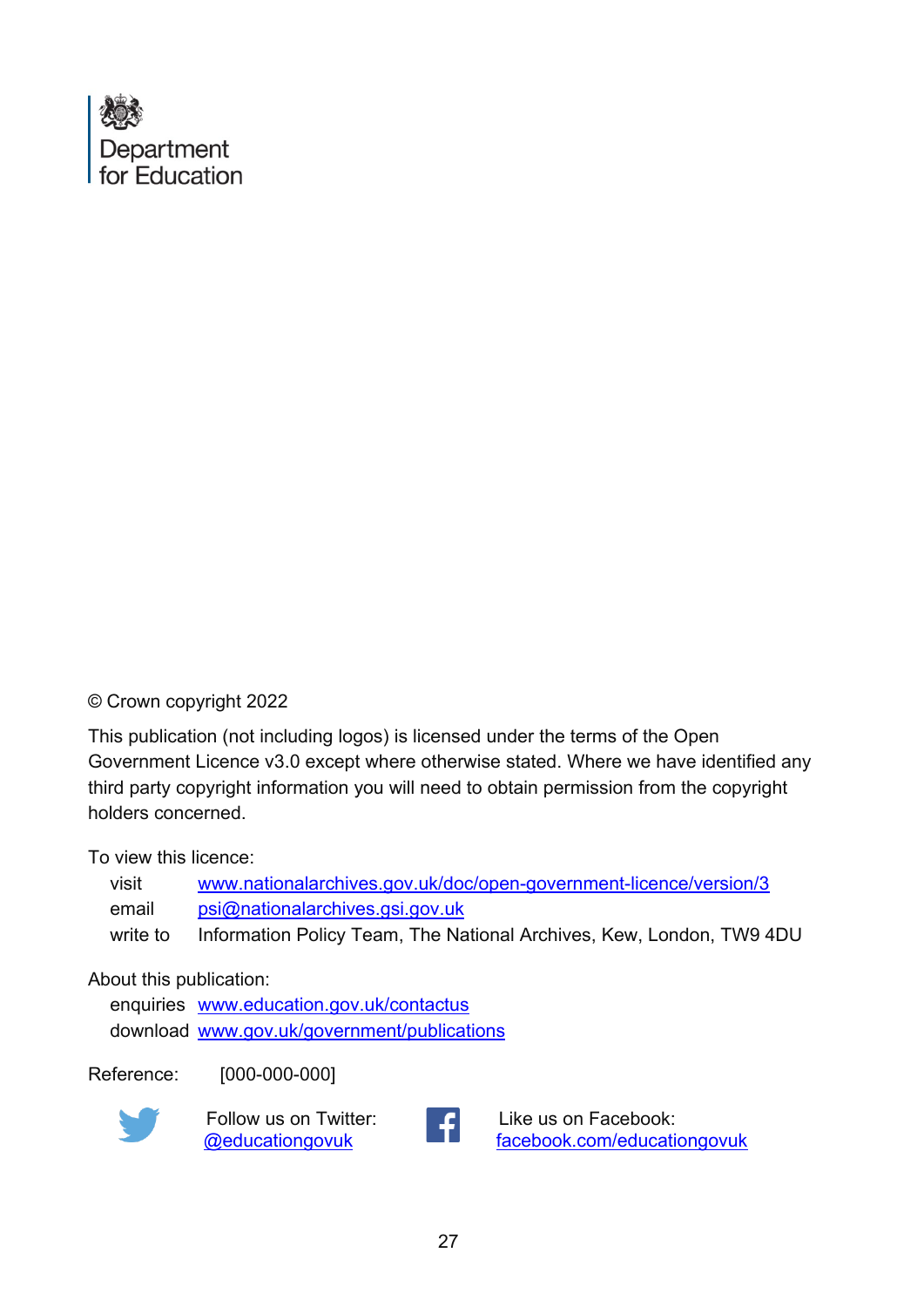Department for Education

© Crown copyright 2022

This publication (not including logos) is licensed under the terms of the Open Government Licence v3.0 except where otherwise stated. Where we have identified any third party copyright information you will need to obtain permission from the copyright holders concerned.

To view this licence:

| | |
|---|---|
| visit | www.nationalarchives.gov.uk/doc/open-government-licence/version/3 |
| email | psi@nationalarchives.gsi.gov.uk |
| write to | Information Policy Team, The National Archives, Kew, London, TW9 4DU |

About this publication:

| | |
|---|---|
| enquiries | www.education.gov.uk/contactus |
| download | www.gov.uk/government/publications |

Reference: [000-000-000]

Follow us on Twitter: @educationgovuk

Like us on Facebook: facebook.com/educationgovuk